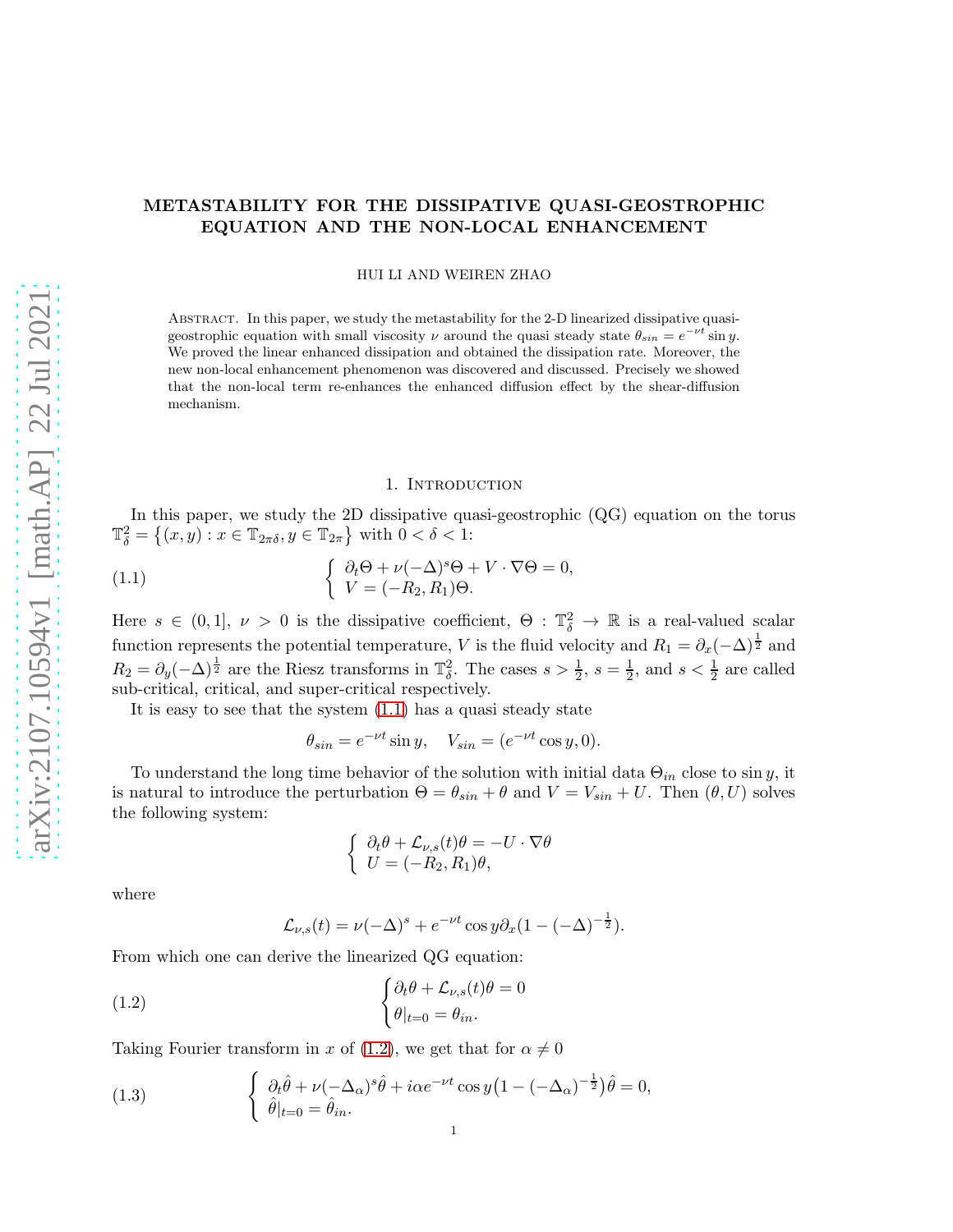# METASTABILITY FOR THE DISSIPATIVE QUASI-GEOSTROPHIC EQUATION AND THE NON-LOCAL ENHANCEMENT

HUI LI AND WEIREN ZHAO

Abstract. In this paper, we study the metastability for the 2-D linearized dissipative quasi-geostrophic equation with small viscosity $\nu$ around the quasi steady state $\theta_{sin} = e^{-\nu t}\sin y$. We proved the linear enhanced dissipation and obtained the dissipation rate. Moreover, the new non-local enhancement phenomenon was discovered and discussed. Precisely we showed that the non-local term re-enhances the enhanced diffusion effect by the shear-diffusion mechanism.

## 1. Introduction

In this paper, we study the 2D dissipative quasi-geostrophic (QG) equation on the torus $\mathbb{T}^2_\delta = \{(x,y) : x \in \mathbb{T}_{2\pi\delta}, y \in \mathbb{T}_{2\pi}\}$ with $0 < \delta < 1$:

$$\begin{cases} \partial_t \Theta + \nu(-\Delta)^s\Theta + V\cdot\nabla\Theta = 0, \\ V = (-R_2, R_1)\Theta. \end{cases} \tag{1.1}$$

Here $s \in (0,1]$, $\nu > 0$ is the dissipative coefficient, $\Theta : \mathbb{T}^2_\delta \to \mathbb{R}$ is a real-valued scalar function represents the potential temperature, $V$ is the fluid velocity and $R_1 = \partial_x(-\Delta)^{\frac{1}{2}}$ and $R_2 = \partial_y(-\Delta)^{\frac{1}{2}}$ are the Riesz transforms in $\mathbb{T}^2_\delta$. The cases $s > \frac{1}{2}$, $s = \frac{1}{2}$, and $s < \frac{1}{2}$ are called sub-critical, critical, and super-critical respectively.

It is easy to see that the system (1.1) has a quasi steady state

$$\theta_{sin} = e^{-\nu t}\sin y, \quad V_{sin} = (e^{-\nu t}\cos y, 0).$$

To understand the long time behavior of the solution with initial data $\Theta_{in}$ close to $\sin y$, it is natural to introduce the perturbation $\Theta = \theta_{sin} + \theta$ and $V = V_{sin} + U$. Then $(\theta, U)$ solves the following system:

$$\begin{cases} \partial_t\theta + \mathcal{L}_{\nu,s}(t)\theta = -U\cdot\nabla\theta \\ U = (-R_2, R_1)\theta, \end{cases}$$

where

$$\mathcal{L}_{\nu,s}(t) = \nu(-\Delta)^s + e^{-\nu t}\cos y\,\partial_x(1 - (-\Delta)^{-\frac{1}{2}}).$$

From which one can derive the linearized QG equation:

$$\begin{cases} \partial_t\theta + \mathcal{L}_{\nu,s}(t)\theta = 0 \\ \theta|_{t=0} = \theta_{in}. \end{cases} \tag{1.2}$$

Taking Fourier transform in $x$ of (1.2), we get that for $\alpha \neq 0$

$$\begin{cases} \partial_t\hat{\theta} + \nu(-\Delta_\alpha)^s\hat{\theta} + i\alpha e^{-\nu t}\cos y\big(1 - (-\Delta_\alpha)^{-\frac{1}{2}}\big)\hat{\theta} = 0, \\ \hat{\theta}|_{t=0} = \hat{\theta}_{in}. \end{cases} \tag{1.3}$$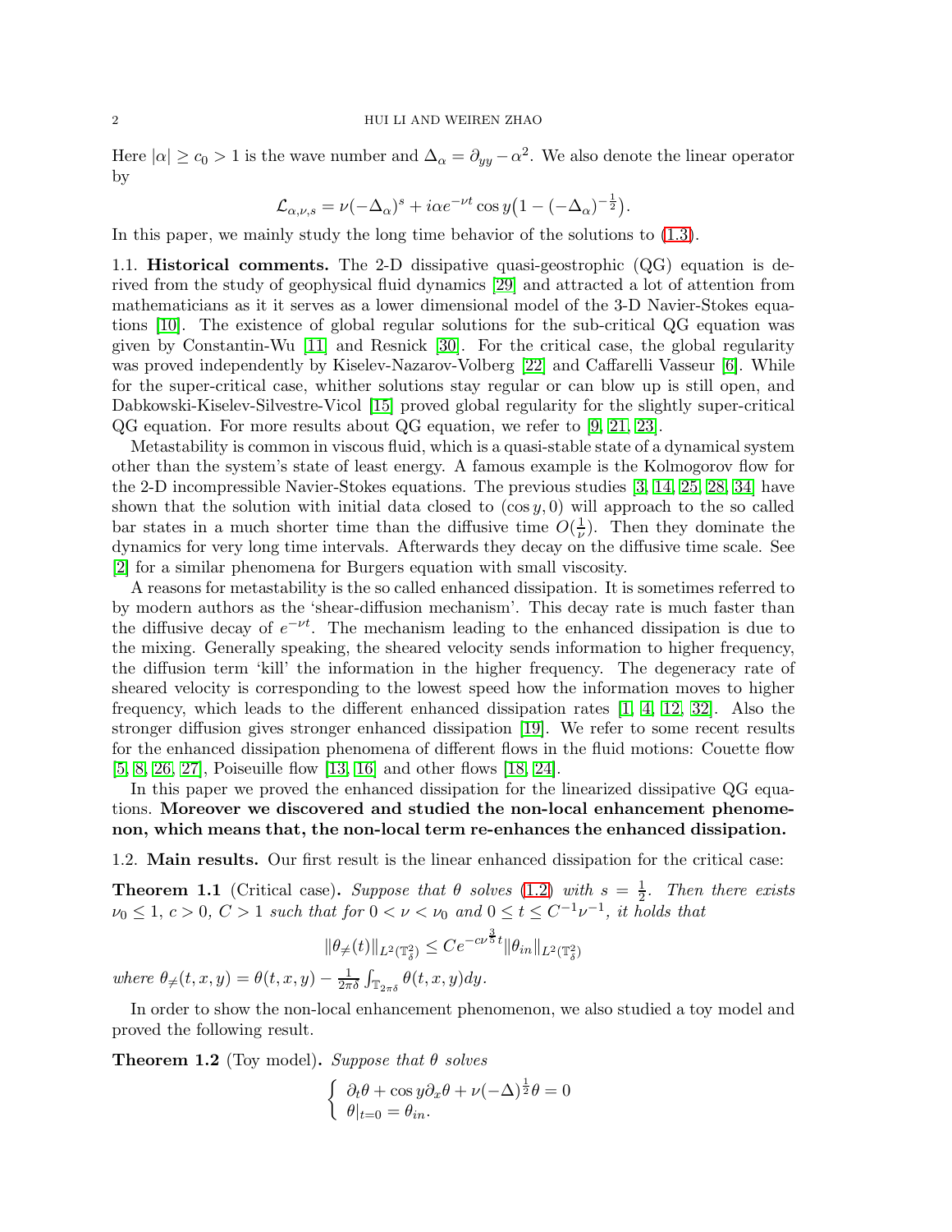Here $|\alpha| \geq c_0 > 1$ is the wave number and $\Delta_\alpha = \partial_{yy} - \alpha^2$. We also denote the linear operator by

$$\mathcal{L}_{\alpha,\nu,s} = \nu(-\Delta_\alpha)^s + i\alpha e^{-\nu t}\cos y\big(1 - (-\Delta_\alpha)^{-\frac{1}{2}}\big).$$

In this paper, we mainly study the long time behavior of the solutions to (1.3).

## 1.1. Historical comments.

The 2-D dissipative quasi-geostrophic (QG) equation is derived from the study of geophysical fluid dynamics [29] and attracted a lot of attention from mathematicians as it it serves as a lower dimensional model of the 3-D Navier-Stokes equations [10]. The existence of global regular solutions for the sub-critical QG equation was given by Constantin-Wu [11] and Resnick [30]. For the critical case, the global regularity was proved independently by Kiselev-Nazarov-Volberg [22] and Caffarelli Vasseur [6]. While for the super-critical case, whither solutions stay regular or can blow up is still open, and Dabkowski-Kiselev-Silvestre-Vicol [15] proved global regularity for the slightly super-critical QG equation. For more results about QG equation, we refer to [9, 21, 23].

Metastability is common in viscous fluid, which is a quasi-stable state of a dynamical system other than the system's state of least energy. A famous example is the Kolmogorov flow for the 2-D incompressible Navier-Stokes equations. The previous studies [3, 14, 25, 28, 34] have shown that the solution with initial data closed to $(\cos y, 0)$ will approach to the so called bar states in a much shorter time than the diffusive time $O(\frac{1}{\nu})$. Then they dominate the dynamics for very long time intervals. Afterwards they decay on the diffusive time scale. See [2] for a similar phenomena for Burgers equation with small viscosity.

A reasons for metastability is the so called enhanced dissipation. It is sometimes referred to by modern authors as the 'shear-diffusion mechanism'. This decay rate is much faster than the diffusive decay of $e^{-\nu t}$. The mechanism leading to the enhanced dissipation is due to the mixing. Generally speaking, the sheared velocity sends information to higher frequency, the diffusion term 'kill' the information in the higher frequency. The degeneracy rate of sheared velocity is corresponding to the lowest speed how the information moves to higher frequency, which leads to the different enhanced dissipation rates [1, 4, 12, 32]. Also the stronger diffusion gives stronger enhanced dissipation [19]. We refer to some recent results for the enhanced dissipation phenomena of different flows in the fluid motions: Couette flow [5, 8, 26, 27], Poiseuille flow [13, 16] and other flows [18, 24].

In this paper we proved the enhanced dissipation for the linearized dissipative QG equations. **Moreover we discovered and studied the non-local enhancement phenomenon, which means that, the non-local term re-enhances the enhanced dissipation.**

## 1.2. Main results.

Our first result is the linear enhanced dissipation for the critical case:

**Theorem 1.1** (Critical case). *Suppose that $\theta$ solves (1.2) with $s = \frac{1}{2}$. Then there exists $\nu_0 \leq 1$, $c > 0$, $C > 1$ such that for $0 < \nu < \nu_0$ and $0 \leq t \leq C^{-1}\nu^{-1}$, it holds that*

$$\|\theta_{\neq}(t)\|_{L^2(\mathbb{T}^2_\delta)} \leq Ce^{-c\nu^{\frac{3}{5}}t}\|\theta_{in}\|_{L^2(\mathbb{T}^2_\delta)}$$

*where $\theta_{\neq}(t,x,y) = \theta(t,x,y) - \frac{1}{2\pi\delta}\int_{\mathbb{T}_{2\pi\delta}} \theta(t,x,y)dy$.*

In order to show the non-local enhancement phenomenon, we also studied a toy model and proved the following result.

**Theorem 1.2** (Toy model). *Suppose that $\theta$ solves*

$$\begin{cases} \partial_t\theta + \cos y\partial_x\theta + \nu(-\Delta)^{\frac{1}{2}}\theta = 0 \\ \theta|_{t=0} = \theta_{in}. \end{cases}$$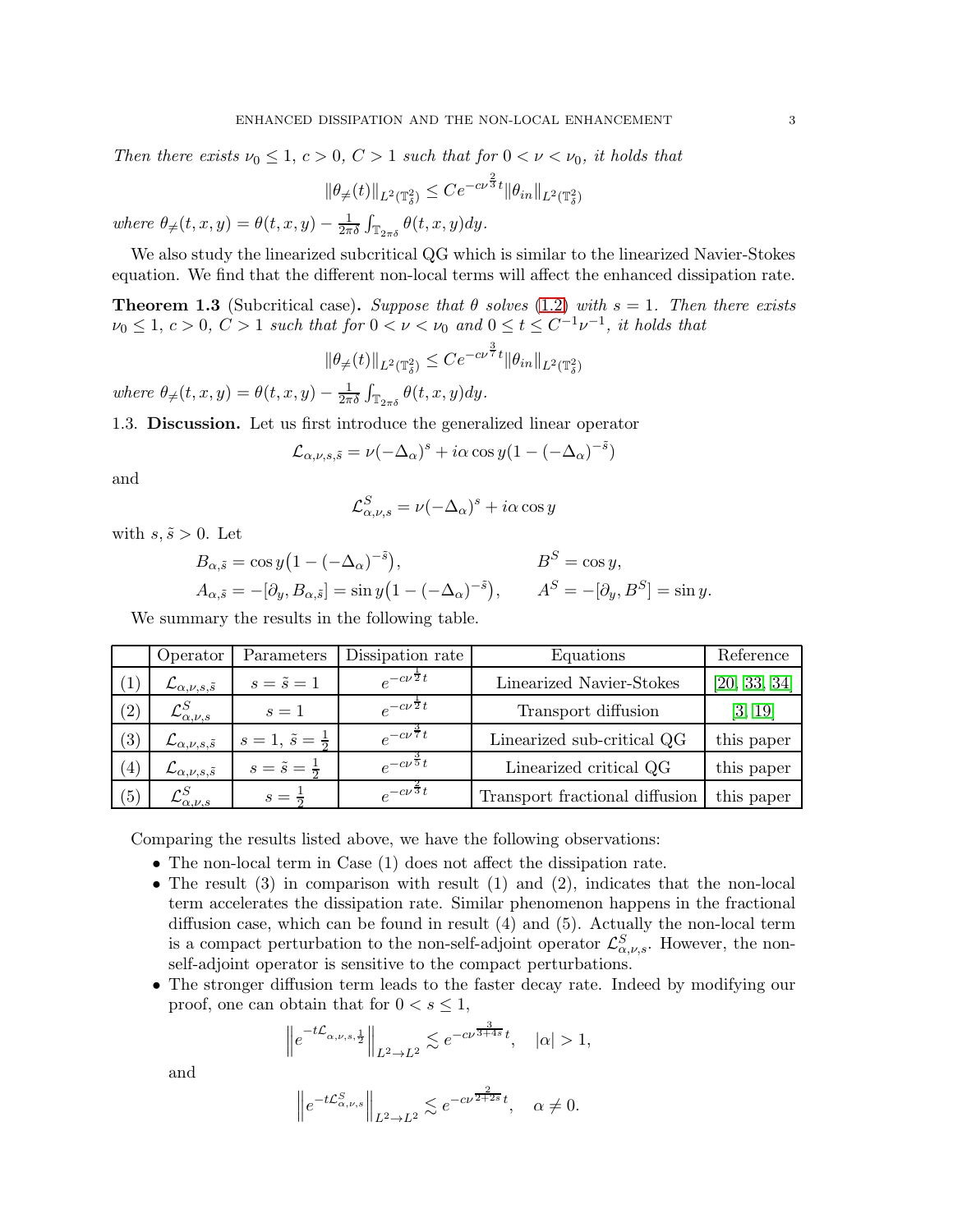*Then there exists $\nu_0 \le 1$, $c > 0$, $C > 1$ such that for $0 < \nu < \nu_0$, it holds that*

$$\|\theta_{\neq}(t)\|_{L^2(\mathbb{T}^2_\delta)} \le Ce^{-c\nu^{\frac{2}{3}}t}\|\theta_{in}\|_{L^2(\mathbb{T}^2_\delta)}$$

*where* $\theta_{\neq}(t,x,y) = \theta(t,x,y) - \frac{1}{2\pi\delta}\int_{\mathbb{T}_{2\pi\delta}} \theta(t,x,y)dy$.

We also study the linearized subcritical QG which is similar to the linearized Navier-Stokes equation. We find that the different non-local terms will affect the enhanced dissipation rate.

**Theorem 1.3** (Subcritical case)**.** *Suppose that $\theta$ solves (1.2) with $s = 1$. Then there exists $\nu_0 \le 1$, $c > 0$, $C > 1$ such that for $0 < \nu < \nu_0$ and $0 \le t \le C^{-1}\nu^{-1}$, it holds that*

$$\|\theta_{\neq}(t)\|_{L^2(\mathbb{T}^2_\delta)} \le Ce^{-c\nu^{\frac{3}{7}}t}\|\theta_{in}\|_{L^2(\mathbb{T}^2_\delta)}$$

*where* $\theta_{\neq}(t,x,y) = \theta(t,x,y) - \frac{1}{2\pi\delta}\int_{\mathbb{T}_{2\pi\delta}} \theta(t,x,y)dy$.

1.3. **Discussion.** Let us first introduce the generalized linear operator

$$\mathcal{L}_{\alpha,\nu,s,\tilde{s}} = \nu(-\Delta_\alpha)^s + i\alpha\cos y(1 - (-\Delta_\alpha)^{-\tilde{s}})$$

and

$$\mathcal{L}^S_{\alpha,\nu,s} = \nu(-\Delta_\alpha)^s + i\alpha\cos y$$

with $s, \tilde{s} > 0$. Let

$$B_{\alpha,\tilde{s}} = \cos y\big(1 - (-\Delta_\alpha)^{-\tilde{s}}\big), \qquad B^S = \cos y,$$
$$A_{\alpha,\tilde{s}} = -[\partial_y, B_{\alpha,\tilde{s}}] = \sin y\big(1 - (-\Delta_\alpha)^{-\tilde{s}}\big), \qquad A^S = -[\partial_y, B^S] = \sin y.$$

We summarize the results in the following table.

| | Operator | Parameters | Dissipation rate | Equations | Reference |
|---|---|---|---|---|---|
| (1) | $\mathcal{L}_{\alpha,\nu,s,\tilde{s}}$ | $s = \tilde{s} = 1$ | $e^{-c\nu^{\frac{1}{2}}t}$ | Linearized Navier-Stokes | [20, 33, 34] |
| (2) | $\mathcal{L}^S_{\alpha,\nu,s}$ | $s = 1$ | $e^{-c\nu^{\frac{1}{2}}t}$ | Transport diffusion | [3, 19] |
| (3) | $\mathcal{L}_{\alpha,\nu,s,\tilde{s}}$ | $s = 1,\ \tilde{s} = \frac{1}{2}$ | $e^{-c\nu^{\frac{3}{7}}t}$ | Linearized sub-critical QG | this paper |
| (4) | $\mathcal{L}_{\alpha,\nu,s,\tilde{s}}$ | $s = \tilde{s} = \frac{1}{2}$ | $e^{-c\nu^{\frac{3}{5}}t}$ | Linearized critical QG | this paper |
| (5) | $\mathcal{L}^S_{\alpha,\nu,s}$ | $s = \frac{1}{2}$ | $e^{-c\nu^{\frac{2}{3}}t}$ | Transport fractional diffusion | this paper |

Comparing the results listed above, we have the following observations:

- The non-local term in Case (1) does not affect the dissipation rate.
- The result (3) in comparison with result (1) and (2), indicates that the non-local term accelerates the dissipation rate. Similar phenomenon happens in the fractional diffusion case, which can be found in result (4) and (5). Actually the non-local term is a compact perturbation to the non-self-adjoint operator $\mathcal{L}^S_{\alpha,\nu,s}$. However, the non-self-adjoint operator is sensitive to the compact perturbations.
- The stronger diffusion term leads to the faster decay rate. Indeed by modifying our proof, one can obtain that for $0 < s \le 1$,

$$\left\|e^{-t\mathcal{L}_{\alpha,\nu,s,\frac{1}{2}}}\right\|_{L^2\to L^2} \lesssim e^{-c\nu^{\frac{3}{3+4s}}t}, \quad |\alpha| > 1,$$

and

$$\left\|e^{-t\mathcal{L}^S_{\alpha,\nu,s}}\right\|_{L^2\to L^2} \lesssim e^{-c\nu^{\frac{2}{2+2s}}t}, \quad \alpha \neq 0.$$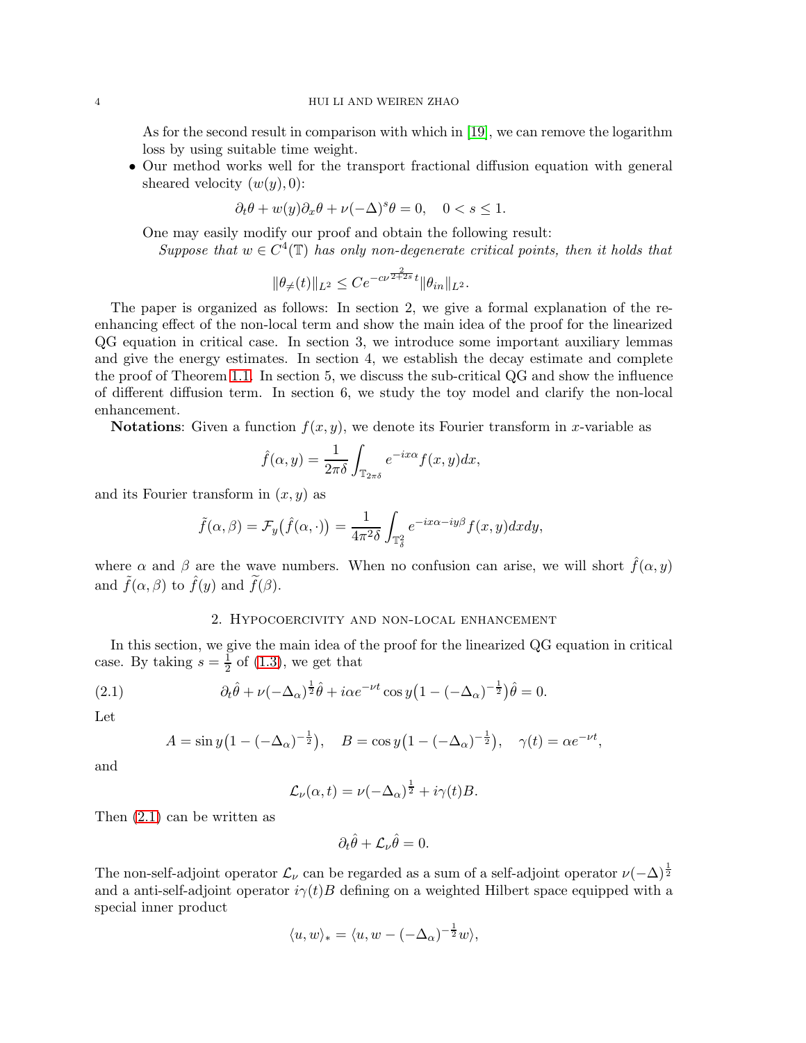As for the second result in comparison with which in [19], we can remove the logarithm loss by using suitable time weight.

- Our method works well for the transport fractional diffusion equation with general sheared velocity $(w(y), 0)$:

$$\partial_t \theta + w(y)\partial_x \theta + \nu(-\Delta)^s \theta = 0, \quad 0 < s \leq 1.$$

One may easily modify our proof and obtain the following result:

*Suppose that $w \in C^4(\mathbb{T})$ has only non-degenerate critical points, then it holds that*

$$\|\theta_{\neq}(t)\|_{L^2} \leq Ce^{-c\nu^{\frac{2}{2+2s}}t}\|\theta_{in}\|_{L^2}.$$

The paper is organized as follows: In section 2, we give a formal explanation of the re-enhancing effect of the non-local term and show the main idea of the proof for the linearized QG equation in critical case. In section 3, we introduce some important auxiliary lemmas and give the energy estimates. In section 4, we establish the decay estimate and complete the proof of Theorem 1.1. In section 5, we discuss the sub-critical QG and show the influence of different diffusion term. In section 6, we study the toy model and clarify the non-local enhancement.

**Notations**: Given a function $f(x, y)$, we denote its Fourier transform in $x$-variable as

$$\hat{f}(\alpha, y) = \frac{1}{2\pi\delta}\int_{\mathbb{T}_{2\pi\delta}} e^{-ix\alpha} f(x, y)dx,$$

and its Fourier transform in $(x, y)$ as

$$\tilde{f}(\alpha, \beta) = \mathcal{F}_y\big(\hat{f}(\alpha, \cdot)\big) = \frac{1}{4\pi^2\delta}\int_{\mathbb{T}_\delta^2} e^{-ix\alpha - iy\beta} f(x, y)dxdy,$$

where $\alpha$ and $\beta$ are the wave numbers. When no confusion can arise, we will short $\hat{f}(\alpha, y)$ and $\tilde{f}(\alpha, \beta)$ to $\hat{f}(y)$ and $\tilde{f}(\beta)$.

## 2. Hypocoercivity and non-local enhancement

In this section, we give the main idea of the proof for the linearized QG equation in critical case. By taking $s = \frac{1}{2}$ of (1.3), we get that

$$\partial_t \hat{\theta} + \nu(-\Delta_\alpha)^{\frac{1}{2}}\hat{\theta} + i\alpha e^{-\nu t}\cos y\big(1 - (-\Delta_\alpha)^{-\frac{1}{2}}\big)\hat{\theta} = 0. \tag{2.1}$$

Let

$$A = \sin y\big(1 - (-\Delta_\alpha)^{-\frac{1}{2}}\big), \quad B = \cos y\big(1 - (-\Delta_\alpha)^{-\frac{1}{2}}\big), \quad \gamma(t) = \alpha e^{-\nu t},$$

and

$$\mathcal{L}_\nu(\alpha, t) = \nu(-\Delta_\alpha)^{\frac{1}{2}} + i\gamma(t)B.$$

Then (2.1) can be written as

$$\partial_t \hat{\theta} + \mathcal{L}_\nu \hat{\theta} = 0.$$

The non-self-adjoint operator $\mathcal{L}_\nu$ can be regarded as a sum of a self-adjoint operator $\nu(-\Delta)^{\frac{1}{2}}$ and a anti-self-adjoint operator $i\gamma(t)B$ defining on a weighted Hilbert space equipped with a special inner product

$$\langle u, w\rangle_* = \langle u, w - (-\Delta_\alpha)^{-\frac{1}{2}}w\rangle,$$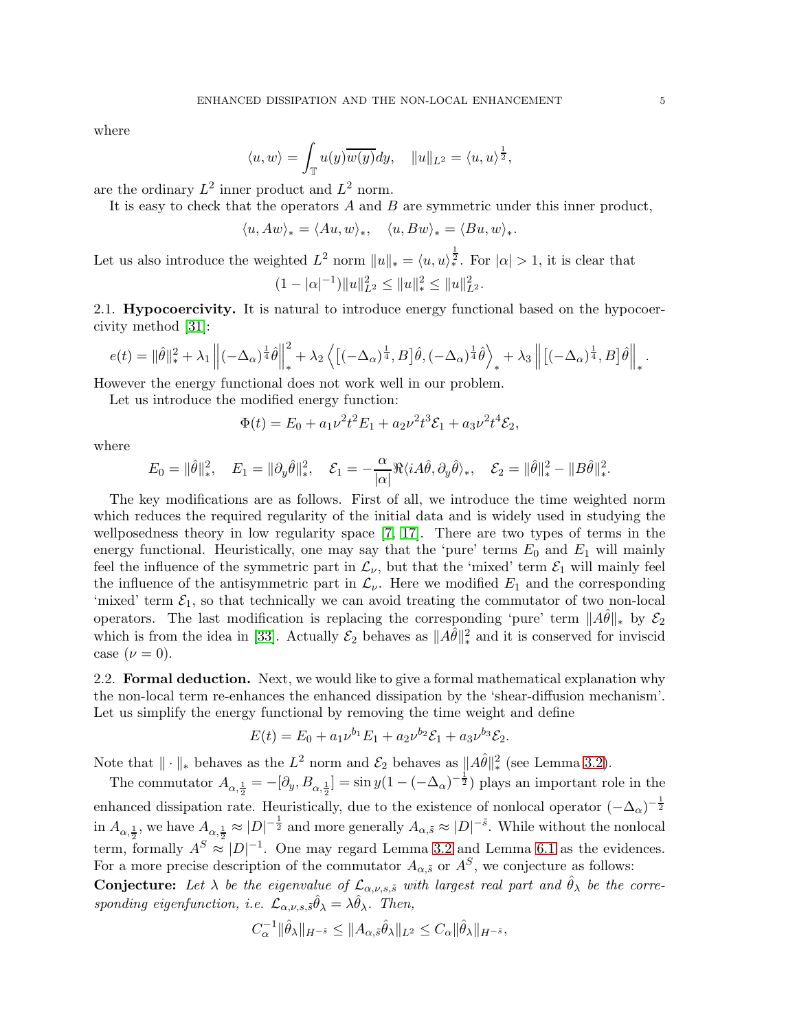where

$$\langle u, w\rangle = \int_{\mathbb{T}} u(y)\overline{w(y)}dy, \quad \|u\|_{L^2} = \langle u, u\rangle^{\frac{1}{2}},$$

are the ordinary $L^2$ inner product and $L^2$ norm.

It is easy to check that the operators $A$ and $B$ are symmetric under this inner product,

$$\langle u, Aw\rangle_* = \langle Au, w\rangle_*, \quad \langle u, Bw\rangle_* = \langle Bu, w\rangle_*.$$

Let us also introduce the weighted $L^2$ norm $\|u\|_* = \langle u, u\rangle_*^{\frac{1}{2}}$. For $|\alpha| > 1$, it is clear that

$$(1 - |\alpha|^{-1})\|u\|_{L^2}^2 \leq \|u\|_*^2 \leq \|u\|_{L^2}^2.$$

### 2.1. Hypocoercivity.

It is natural to introduce energy functional based on the hypocoercivity method [31]:

$$e(t) = \|\hat{\theta}\|_*^2 + \lambda_1 \left\|(-\Delta_\alpha)^{\frac{1}{4}}\hat{\theta}\right\|_*^2 + \lambda_2 \left\langle \left[(-\Delta_\alpha)^{\frac{1}{4}}, B\right]\hat{\theta}, (-\Delta_\alpha)^{\frac{1}{4}}\hat{\theta}\right\rangle_* + \lambda_3 \left\|\left[(-\Delta_\alpha)^{\frac{1}{4}}, B\right]\hat{\theta}\right\|_*.$$

However the energy functional does not work well in our problem.

Let us introduce the modified energy function:

$$\Phi(t) = E_0 + a_1\nu^2 t^2 E_1 + a_2\nu^2 t^3 \mathcal{E}_1 + a_3\nu^2 t^4 \mathcal{E}_2,$$

where

$$E_0 = \|\hat{\theta}\|_*^2, \quad E_1 = \|\partial_y\hat{\theta}\|_*^2, \quad \mathcal{E}_1 = -\frac{\alpha}{|\alpha|}\Re\langle iA\hat{\theta}, \partial_y\hat{\theta}\rangle_*, \quad \mathcal{E}_2 = \|\hat{\theta}\|_*^2 - \|B\hat{\theta}\|_*^2.$$

The key modifications are as follows. First of all, we introduce the time weighted norm which reduces the required regularity of the initial data and is widely used in studying the wellposedness theory in low regularity space [7, 17]. There are two types of terms in the energy functional. Heuristically, one may say that the 'pure' terms $E_0$ and $E_1$ will mainly feel the influence of the symmetric part in $\mathcal{L}_\nu$, but that the 'mixed' term $\mathcal{E}_1$ will mainly feel the influence of the antisymmetric part in $\mathcal{L}_\nu$. Here we modified $E_1$ and the corresponding 'mixed' term $\mathcal{E}_1$, so that technically we can avoid treating the commutator of two non-local operators. The last modification is replacing the corresponding 'pure' term $\|A\hat{\theta}\|_*$ by $\mathcal{E}_2$ which is from the idea in [33]. Actually $\mathcal{E}_2$ behaves as $\|A\hat{\theta}\|_*^2$ and it is conserved for inviscid case ($\nu = 0$).

### 2.2. Formal deduction.

Next, we would like to give a formal mathematical explanation why the non-local term re-enhances the enhanced dissipation by the 'shear-diffusion mechanism'. Let us simplify the energy functional by removing the time weight and define

$$E(t) = E_0 + a_1\nu^{b_1}E_1 + a_2\nu^{b_2}\mathcal{E}_1 + a_3\nu^{b_3}\mathcal{E}_2.$$

Note that $\|\cdot\|_*$ behaves as the $L^2$ norm and $\mathcal{E}_2$ behaves as $\|A\hat{\theta}\|_*^2$ (see Lemma 3.2).

The commutator $A_{\alpha,\frac{1}{2}} = -[\partial_y, B_{\alpha,\frac{1}{2}}] = \sin y(1 - (-\Delta_\alpha)^{-\frac{1}{2}})$ plays an important role in the enhanced dissipation rate. Heuristically, due to the existence of nonlocal operator $(-\Delta_\alpha)^{-\frac{1}{2}}$ in $A_{\alpha,\frac{1}{2}}$, we have $A_{\alpha,\frac{1}{2}} \approx |D|^{-\frac{1}{2}}$ and more generally $A_{\alpha,\tilde{s}} \approx |D|^{-\tilde{s}}$. While without the nonlocal term, formally $A^S \approx |D|^{-1}$. One may regard Lemma 3.2 and Lemma 6.1 as the evidences. For a more precise description of the commutator $A_{\alpha,\tilde{s}}$ or $A^S$, we conjecture as follows:

**Conjecture:** *Let $\lambda$ be the eigenvalue of $\mathcal{L}_{\alpha,\nu,s,\tilde{s}}$ with largest real part and $\hat{\theta}_\lambda$ be the corresponding eigenfunction, i.e. $\mathcal{L}_{\alpha,\nu,s,\tilde{s}}\hat{\theta}_\lambda = \lambda\hat{\theta}_\lambda$. Then,*

$$C_\alpha^{-1}\|\hat{\theta}_\lambda\|_{H^{-\tilde{s}}} \leq \|A_{\alpha,\tilde{s}}\hat{\theta}_\lambda\|_{L^2} \leq C_\alpha\|\hat{\theta}_\lambda\|_{H^{-\tilde{s}}},$$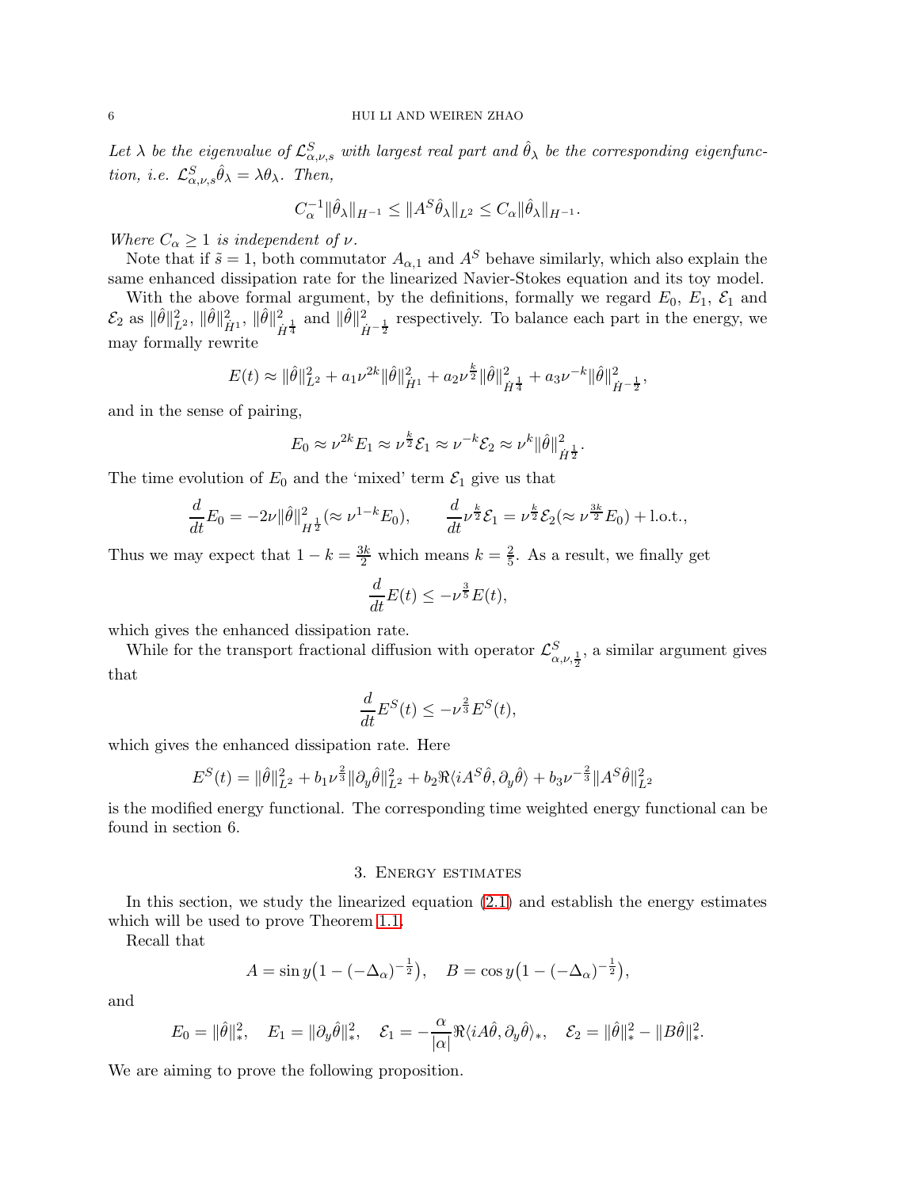*Let $\lambda$ be the eigenvalue of $\mathcal{L}^S_{\alpha,\nu,s}$ with largest real part and $\hat{\theta}_\lambda$ be the corresponding eigenfunction, i.e. $\mathcal{L}^S_{\alpha,\nu,s}\hat{\theta}_\lambda = \lambda\theta_\lambda$. Then,*

$$C_\alpha^{-1}\|\hat{\theta}_\lambda\|_{H^{-1}} \le \|A^S\hat{\theta}_\lambda\|_{L^2} \le C_\alpha\|\hat{\theta}_\lambda\|_{H^{-1}}.$$

*Where $C_\alpha \ge 1$ is independent of $\nu$.*

Note that if $\tilde{s} = 1$, both commutator $A_{\alpha,1}$ and $A^S$ behave similarly, which also explain the same enhanced dissipation rate for the linearized Navier-Stokes equation and its toy model.

With the above formal argument, by the definitions, formally we regard $E_0$, $E_1$, $\mathcal{E}_1$ and $\mathcal{E}_2$ as $\|\hat{\theta}\|^2_{L^2}$, $\|\hat{\theta}\|^2_{\dot{H}^1}$, $\|\hat{\theta}\|^2_{\dot{H}^{\frac{1}{4}}}$ and $\|\hat{\theta}\|^2_{\dot{H}^{-\frac{1}{2}}}$ respectively. To balance each part in the energy, we may formally rewrite

$$E(t) \approx \|\hat{\theta}\|^2_{L^2} + a_1\nu^{2k}\|\hat{\theta}\|^2_{\dot{H}^1} + a_2\nu^{\frac{k}{2}}\|\hat{\theta}\|^2_{\dot{H}^{\frac{1}{4}}} + a_3\nu^{-k}\|\hat{\theta}\|^2_{\dot{H}^{-\frac{1}{2}}},$$

and in the sense of pairing,

$$E_0 \approx \nu^{2k}E_1 \approx \nu^{\frac{k}{2}}\mathcal{E}_1 \approx \nu^{-k}\mathcal{E}_2 \approx \nu^k\|\hat{\theta}\|^2_{\dot{H}^{\frac{1}{2}}}.$$

The time evolution of $E_0$ and the 'mixed' term $\mathcal{E}_1$ give us that

$$\frac{d}{dt}E_0 = -2\nu\|\hat{\theta}\|^2_{H^{\frac{1}{2}}}(\approx \nu^{1-k}E_0), \qquad \frac{d}{dt}\nu^{\frac{k}{2}}\mathcal{E}_1 = \nu^{\frac{k}{2}}\mathcal{E}_2(\approx \nu^{\frac{3k}{2}}E_0) + \text{l.o.t.},$$

Thus we may expect that $1 - k = \frac{3k}{2}$ which means $k = \frac{2}{5}$. As a result, we finally get

$$\frac{d}{dt}E(t) \le -\nu^{\frac{3}{5}}E(t),$$

which gives the enhanced dissipation rate.

While for the transport fractional diffusion with operator $\mathcal{L}^S_{\alpha,\nu,\frac{1}{2}}$, a similar argument gives that

$$\frac{d}{dt}E^S(t) \le -\nu^{\frac{2}{3}}E^S(t),$$

which gives the enhanced dissipation rate. Here

$$E^S(t) = \|\hat{\theta}\|^2_{L^2} + b_1\nu^{\frac{2}{3}}\|\partial_y\hat{\theta}\|^2_{L^2} + b_2\Re\langle iA^S\hat{\theta}, \partial_y\hat{\theta}\rangle + b_3\nu^{-\frac{2}{3}}\|A^S\hat{\theta}\|^2_{L^2}$$

is the modified energy functional. The corresponding time weighted energy functional can be found in section 6.

## 3. Energy estimates

In this section, we study the linearized equation (2.1) and establish the energy estimates which will be used to prove Theorem 1.1.

Recall that

$$A = \sin y\big(1 - (-\Delta_\alpha)^{-\frac{1}{2}}\big), \quad B = \cos y\big(1 - (-\Delta_\alpha)^{-\frac{1}{2}}\big),$$

and

$$E_0 = \|\hat{\theta}\|^2_*, \quad E_1 = \|\partial_y\hat{\theta}\|^2_*, \quad \mathcal{E}_1 = -\frac{\alpha}{|\alpha|}\Re\langle iA\hat{\theta}, \partial_y\hat{\theta}\rangle_*, \quad \mathcal{E}_2 = \|\hat{\theta}\|^2_* - \|B\hat{\theta}\|^2_*.$$

We are aiming to prove the following proposition.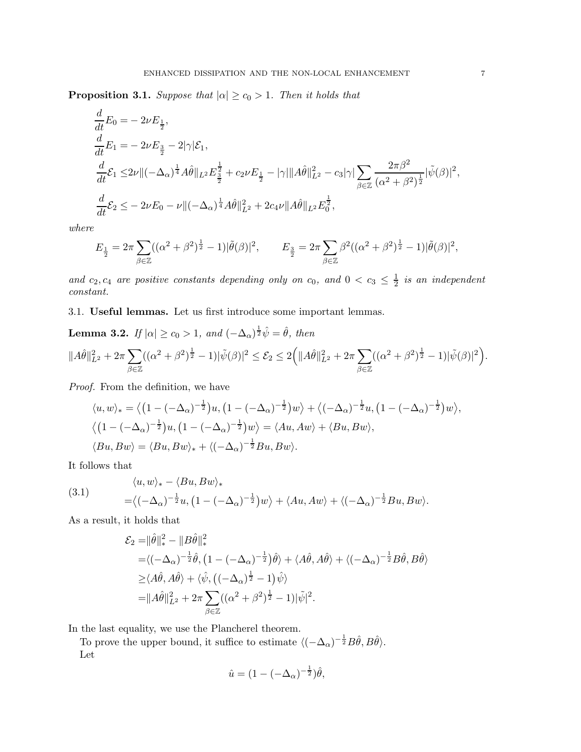**Proposition 3.1.** *Suppose that $|\alpha| \geq c_0 > 1$. Then it holds that*

$$
\begin{aligned}
\frac{d}{dt}E_0 =& -2\nu E_{\frac{1}{2}},\\
\frac{d}{dt}E_1 =& -2\nu E_{\frac{3}{2}} - 2|\gamma|\mathcal{E}_1,\\
\frac{d}{dt}\mathcal{E}_1 \leq& 2\nu\|(-\Delta_\alpha)^{\frac{1}{4}}A\hat{\theta}\|_{L^2}E_{\frac{3}{2}}^{\frac{1}{2}} + c_2\nu E_{\frac{1}{2}} - |\gamma|\|A\hat{\theta}\|_{L^2}^2 - c_3|\gamma|\sum_{\beta\in\mathbb{Z}}\frac{2\pi\beta^2}{(\alpha^2+\beta^2)^{\frac{1}{2}}}|\tilde{\psi}(\beta)|^2,\\
\frac{d}{dt}\mathcal{E}_2 \leq& -2\nu E_0 - \nu\|(-\Delta_\alpha)^{\frac{1}{4}}A\hat{\theta}\|_{L^2}^2 + 2c_4\nu\|A\hat{\theta}\|_{L^2}E_0^{\frac{1}{2}},
\end{aligned}
$$

*where*

$$
E_{\frac{1}{2}} = 2\pi\sum_{\beta\in\mathbb{Z}}((\alpha^2+\beta^2)^{\frac{1}{2}}-1)|\tilde{\theta}(\beta)|^2, \qquad E_{\frac{3}{2}} = 2\pi\sum_{\beta\in\mathbb{Z}}\beta^2((\alpha^2+\beta^2)^{\frac{1}{2}}-1)|\tilde{\theta}(\beta)|^2,
$$

*and $c_2, c_4$ are positive constants depending only on $c_0$, and $0 < c_3 \leq \frac{1}{2}$ is an independent constant.*

## 3.1. Useful lemmas.

Let us first introduce some important lemmas.

**Lemma 3.2.** *If $|\alpha| \geq c_0 > 1$, and $(-\Delta_\alpha)^{\frac{1}{2}}\hat{\psi} = \hat{\theta}$, then*

$$
\|A\hat{\theta}\|_{L^2}^2 + 2\pi\sum_{\beta\in\mathbb{Z}}((\alpha^2+\beta^2)^{\frac{1}{2}}-1)|\tilde{\psi}(\beta)|^2 \leq \mathcal{E}_2 \leq 2\Big(\|A\hat{\theta}\|_{L^2}^2 + 2\pi\sum_{\beta\in\mathbb{Z}}((\alpha^2+\beta^2)^{\frac{1}{2}}-1)|\tilde{\psi}(\beta)|^2\Big).
$$

*Proof.* From the definition, we have

$$
\begin{aligned}
&\langle u, w\rangle_* = \big\langle\big(1-(-\Delta_\alpha)^{-\frac{1}{2}}\big)u, \big(1-(-\Delta_\alpha)^{-\frac{1}{2}}\big)w\big\rangle + \big\langle(-\Delta_\alpha)^{-\frac{1}{2}}u, \big(1-(-\Delta_\alpha)^{-\frac{1}{2}}\big)w\big\rangle,\\
&\big\langle\big(1-(-\Delta_\alpha)^{-\frac{1}{2}}\big)u, \big(1-(-\Delta_\alpha)^{-\frac{1}{2}}\big)w\big\rangle = \langle Au, Aw\rangle + \langle Bu, Bw\rangle,\\
&\langle Bu, Bw\rangle = \langle Bu, Bw\rangle_* + \langle(-\Delta_\alpha)^{-\frac{1}{2}}Bu, Bw\rangle.
\end{aligned}
$$

It follows that

$$
\begin{aligned}
&\langle u, w\rangle_* - \langle Bu, Bw\rangle_*\\
=&\big\langle(-\Delta_\alpha)^{-\frac{1}{2}}u, \big(1-(-\Delta_\alpha)^{-\frac{1}{2}}\big)w\big\rangle + \langle Au, Aw\rangle + \langle(-\Delta_\alpha)^{-\frac{1}{2}}Bu, Bw\rangle.
\end{aligned}
\tag{3.1}
$$

As a result, it holds that

$$
\begin{aligned}
\mathcal{E}_2 =& \|\hat{\theta}\|_*^2 - \|B\hat{\theta}\|_*^2\\
=& \langle(-\Delta_\alpha)^{-\frac{1}{2}}\hat{\theta}, \big(1-(-\Delta_\alpha)^{-\frac{1}{2}}\big)\hat{\theta}\rangle + \langle A\hat{\theta}, A\hat{\theta}\rangle + \langle(-\Delta_\alpha)^{-\frac{1}{2}}B\hat{\theta}, B\hat{\theta}\rangle\\
\geq& \langle A\hat{\theta}, A\hat{\theta}\rangle + \langle\hat{\psi}, \big((-\Delta_\alpha)^{\frac{1}{2}}-1\big)\hat{\psi}\rangle\\
=& \|A\hat{\theta}\|_{L^2}^2 + 2\pi\sum_{\beta\in\mathbb{Z}}((\alpha^2+\beta^2)^{\frac{1}{2}}-1)|\tilde{\psi}|^2.
\end{aligned}
$$

In the last equality, we use the Plancherel theorem.

To prove the upper bound, it suffice to estimate $\langle(-\Delta_\alpha)^{-\frac{1}{2}}B\hat{\theta}, B\hat{\theta}\rangle$.

Let

$$
\hat{u} = (1-(-\Delta_\alpha)^{-\frac{1}{2}})\hat{\theta},
$$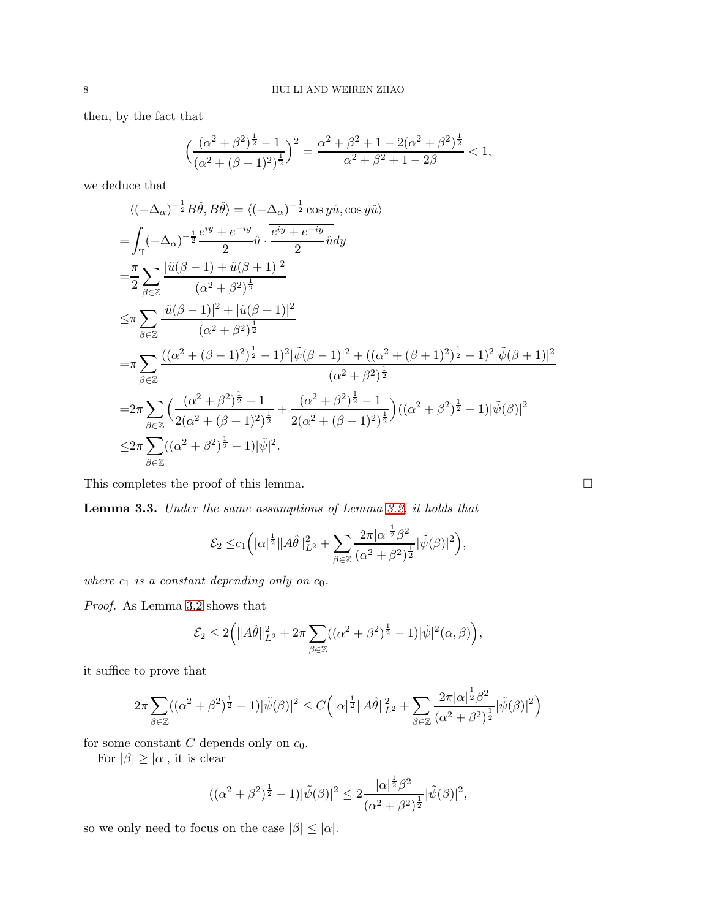then, by the fact that

$$\Big(\frac{(\alpha^2+\beta^2)^{\frac12}-1}{(\alpha^2+(\beta-1)^2)^{\frac12}}\Big)^2=\frac{\alpha^2+\beta^2+1-2(\alpha^2+\beta^2)^{\frac12}}{\alpha^2+\beta^2+1-2\beta}<1,$$

we deduce that

$$\begin{aligned}
&\langle(-\Delta_\alpha)^{-\frac12}B\hat\theta,B\hat\theta\rangle=\langle(-\Delta_\alpha)^{-\frac12}\cos y\hat u,\cos y\hat u\rangle\\
=&\int_{\mathbb T}(-\Delta_\alpha)^{-\frac12}\frac{e^{iy}+e^{-iy}}{2}\hat u\cdot\overline{\frac{e^{iy}+e^{-iy}}{2}\hat u}dy\\
=&\frac{\pi}{2}\sum_{\beta\in\mathbb Z}\frac{|\tilde u(\beta-1)+\tilde u(\beta+1)|^2}{(\alpha^2+\beta^2)^{\frac12}}\\
\le&\pi\sum_{\beta\in\mathbb Z}\frac{|\tilde u(\beta-1)|^2+|\tilde u(\beta+1)|^2}{(\alpha^2+\beta^2)^{\frac12}}\\
=&\pi\sum_{\beta\in\mathbb Z}\frac{((\alpha^2+(\beta-1)^2)^{\frac12}-1)^2|\tilde\psi(\beta-1)|^2+((\alpha^2+(\beta+1)^2)^{\frac12}-1)^2|\tilde\psi(\beta+1)|^2}{(\alpha^2+\beta^2)^{\frac12}}\\
=&2\pi\sum_{\beta\in\mathbb Z}\Big(\frac{(\alpha^2+\beta^2)^{\frac12}-1}{2(\alpha^2+(\beta+1)^2)^{\frac12}}+\frac{(\alpha^2+\beta^2)^{\frac12}-1}{2(\alpha^2+(\beta-1)^2)^{\frac12}}\Big)((\alpha^2+\beta^2)^{\frac12}-1)|\tilde\psi(\beta)|^2\\
\le&2\pi\sum_{\beta\in\mathbb Z}((\alpha^2+\beta^2)^{\frac12}-1)|\tilde\psi|^2.
\end{aligned}$$

This completes the proof of this lemma. □

**Lemma 3.3.** *Under the same assumptions of Lemma 3.2, it holds that*

$$\mathcal E_2\le c_1\Big(|\alpha|^{\frac12}\|A\hat\theta\|_{L^2}^2+\sum_{\beta\in\mathbb Z}\frac{2\pi|\alpha|^{\frac12}\beta^2}{(\alpha^2+\beta^2)^{\frac12}}|\tilde\psi(\beta)|^2\Big),$$

*where $c_1$ is a constant depending only on $c_0$.*

*Proof.* As Lemma 3.2 shows that

$$\mathcal E_2\le 2\Big(\|A\hat\theta\|_{L^2}^2+2\pi\sum_{\beta\in\mathbb Z}((\alpha^2+\beta^2)^{\frac12}-1)|\tilde\psi|^2(\alpha,\beta)\Big),$$

it suffice to prove that

$$2\pi\sum_{\beta\in\mathbb Z}((\alpha^2+\beta^2)^{\frac12}-1)|\tilde\psi(\beta)|^2\le C\Big(|\alpha|^{\frac12}\|A\hat\theta\|_{L^2}^2+\sum_{\beta\in\mathbb Z}\frac{2\pi|\alpha|^{\frac12}\beta^2}{(\alpha^2+\beta^2)^{\frac12}}|\tilde\psi(\beta)|^2\Big)$$

for some constant $C$ depends only on $c_0$.

For $|\beta|\ge|\alpha|$, it is clear

$$((\alpha^2+\beta^2)^{\frac12}-1)|\tilde\psi(\beta)|^2\le 2\frac{|\alpha|^{\frac12}\beta^2}{(\alpha^2+\beta^2)^{\frac12}}|\tilde\psi(\beta)|^2,$$

so we only need to focus on the case $|\beta|\le|\alpha|$.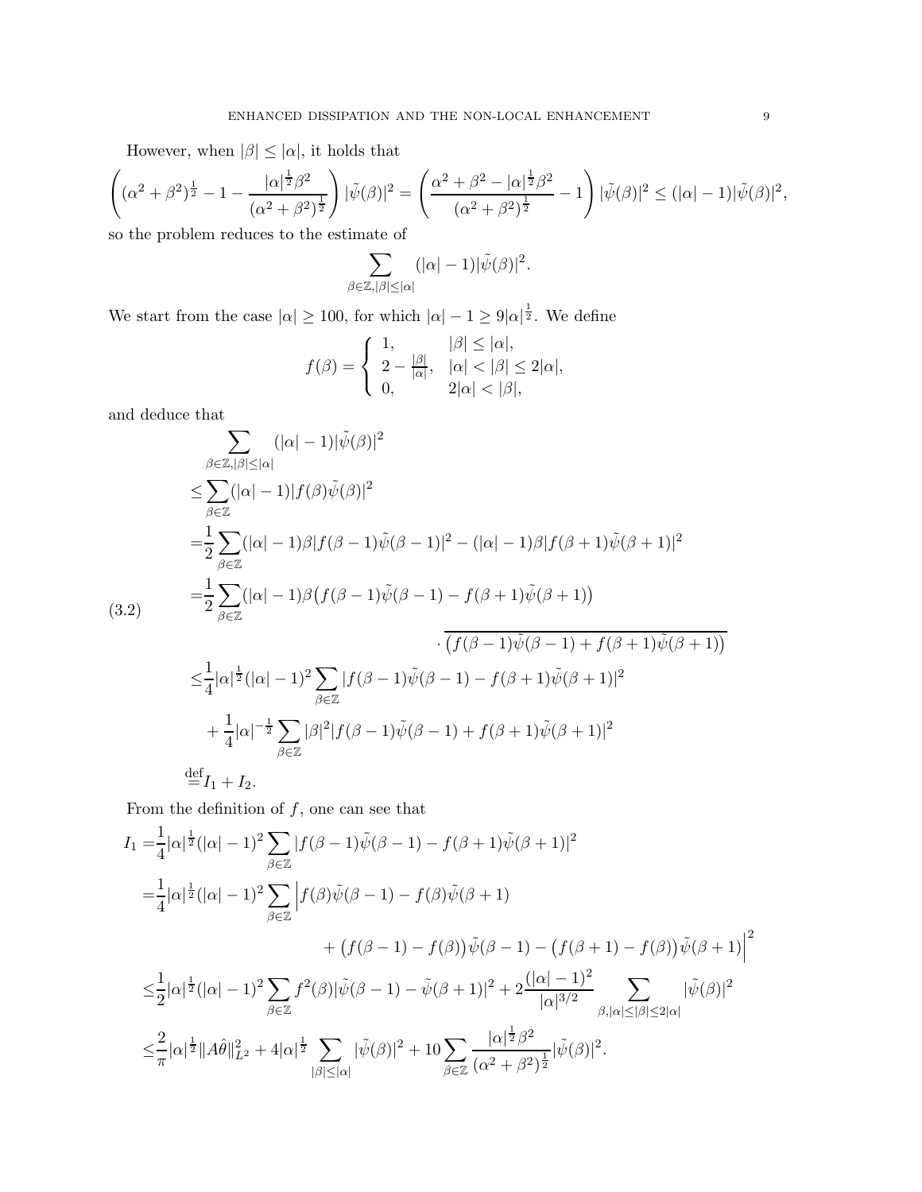However, when $|\beta| \le |\alpha|$, it holds that

$$\left((\alpha^2+\beta^2)^{\frac12} - 1 - \frac{|\alpha|^{\frac12}\beta^2}{(\alpha^2+\beta^2)^{\frac12}}\right)|\tilde{\psi}(\beta)|^2 = \left(\frac{\alpha^2+\beta^2-|\alpha|^{\frac12}\beta^2}{(\alpha^2+\beta^2)^{\frac12}} - 1\right)|\tilde{\psi}(\beta)|^2 \le (|\alpha|-1)|\tilde{\psi}(\beta)|^2,$$

so the problem reduces to the estimate of

$$\sum_{\beta\in\mathbb{Z},|\beta|\le|\alpha|} (|\alpha|-1)|\tilde{\psi}(\beta)|^2.$$

We start from the case $|\alpha| \ge 100$, for which $|\alpha|-1 \ge 9|\alpha|^{\frac12}$. We define

$$f(\beta) = \begin{cases} 1, & |\beta| \le |\alpha|, \\ 2 - \frac{|\beta|}{|\alpha|}, & |\alpha| < |\beta| \le 2|\alpha|, \\ 0, & 2|\alpha| < |\beta|, \end{cases}$$

and deduce that

$$\begin{aligned}
&\sum_{\beta\in\mathbb{Z},|\beta|\le|\alpha|} (|\alpha|-1)|\tilde{\psi}(\beta)|^2 \\
\le& \sum_{\beta\in\mathbb{Z}} (|\alpha|-1)|f(\beta)\tilde{\psi}(\beta)|^2 \\
=& \frac12 \sum_{\beta\in\mathbb{Z}} (|\alpha|-1)\beta|f(\beta-1)\tilde{\psi}(\beta-1)|^2 - (|\alpha|-1)\beta|f(\beta+1)\tilde{\psi}(\beta+1)|^2 \\
=& \frac12 \sum_{\beta\in\mathbb{Z}} (|\alpha|-1)\beta\big(f(\beta-1)\tilde{\psi}(\beta-1) - f(\beta+1)\tilde{\psi}(\beta+1)\big) \\
&\qquad\qquad\qquad\qquad\qquad\cdot \overline{\big(f(\beta-1)\tilde{\psi}(\beta-1) + f(\beta+1)\tilde{\psi}(\beta+1)\big)} \\
\le& \frac14 |\alpha|^{\frac12}(|\alpha|-1)^2 \sum_{\beta\in\mathbb{Z}} |f(\beta-1)\tilde{\psi}(\beta-1) - f(\beta+1)\tilde{\psi}(\beta+1)|^2 \\
&+ \frac14 |\alpha|^{-\frac12} \sum_{\beta\in\mathbb{Z}} |\beta|^2 |f(\beta-1)\tilde{\psi}(\beta-1) + f(\beta+1)\tilde{\psi}(\beta+1)|^2 \\
\stackrel{\text{def}}{=}& I_1 + I_2.
\end{aligned} \tag{3.2}$$

From the definition of $f$, one can see that

$$\begin{aligned}
I_1 =& \frac14 |\alpha|^{\frac12}(|\alpha|-1)^2 \sum_{\beta\in\mathbb{Z}} |f(\beta-1)\tilde{\psi}(\beta-1) - f(\beta+1)\tilde{\psi}(\beta+1)|^2 \\
=& \frac14 |\alpha|^{\frac12}(|\alpha|-1)^2 \sum_{\beta\in\mathbb{Z}} \Big| f(\beta)\tilde{\psi}(\beta-1) - f(\beta)\tilde{\psi}(\beta+1) \\
&\qquad\qquad + \big(f(\beta-1)-f(\beta)\big)\tilde{\psi}(\beta-1) - \big(f(\beta+1)-f(\beta)\big)\tilde{\psi}(\beta+1)\Big|^2 \\
\le& \frac12 |\alpha|^{\frac12}(|\alpha|-1)^2 \sum_{\beta\in\mathbb{Z}} f^2(\beta)|\tilde{\psi}(\beta-1) - \tilde{\psi}(\beta+1)|^2 + 2\frac{(|\alpha|-1)^2}{|\alpha|^{3/2}} \sum_{\beta,|\alpha|\le|\beta|\le2|\alpha|} |\tilde{\psi}(\beta)|^2 \\
\le& \frac{2}{\pi}|\alpha|^{\frac12}\|A\hat{\theta}\|_{L^2}^2 + 4|\alpha|^{\frac12} \sum_{|\beta|\le|\alpha|} |\tilde{\psi}(\beta)|^2 + 10\sum_{\beta\in\mathbb{Z}} \frac{|\alpha|^{\frac12}\beta^2}{(\alpha^2+\beta^2)^{\frac12}}|\tilde{\psi}(\beta)|^2.
\end{aligned}$$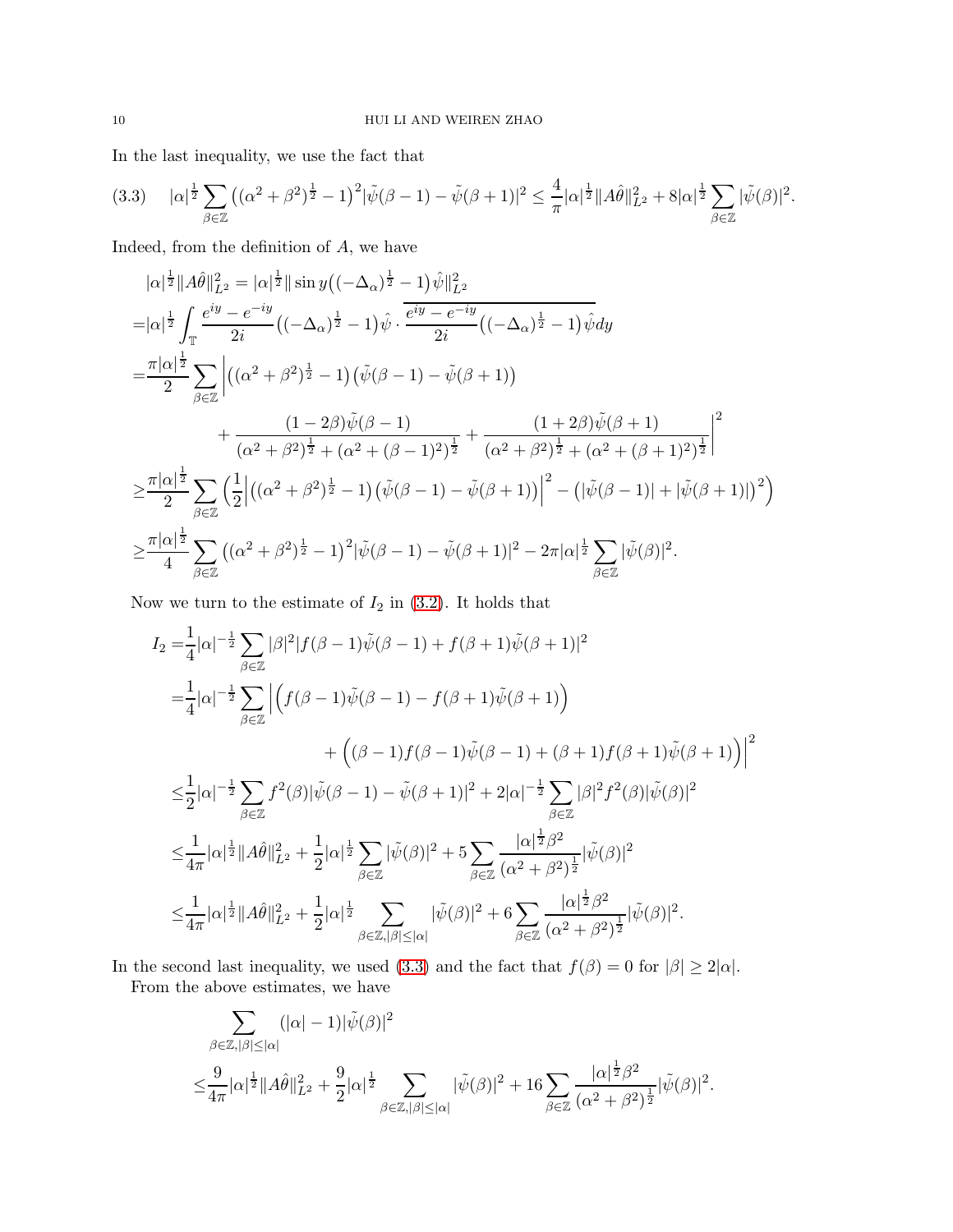In the last inequality, we use the fact that

$$|\alpha|^{\frac{1}{2}}\sum_{\beta\in\mathbb{Z}}\big((\alpha^2+\beta^2)^{\frac{1}{2}}-1\big)^2|\tilde{\psi}(\beta-1)-\tilde{\psi}(\beta+1)|^2\leq\frac{4}{\pi}|\alpha|^{\frac{1}{2}}\|A\hat{\theta}\|_{L^2}^2+8|\alpha|^{\frac{1}{2}}\sum_{\beta\in\mathbb{Z}}|\tilde{\psi}(\beta)|^2. \tag{3.3}$$

Indeed, from the definition of $A$, we have

$$\begin{aligned}
&|\alpha|^{\frac{1}{2}}\|A\hat{\theta}\|_{L^2}^2=|\alpha|^{\frac{1}{2}}\|\sin y\big((-\Delta_\alpha)^{\frac{1}{2}}-1\big)\hat{\psi}\|_{L^2}^2\\
=&|\alpha|^{\frac{1}{2}}\int_{\mathbb{T}}\frac{e^{iy}-e^{-iy}}{2i}\big((-\Delta_\alpha)^{\frac{1}{2}}-1\big)\hat{\psi}\cdot\overline{\frac{e^{iy}-e^{-iy}}{2i}\big((-\Delta_\alpha)^{\frac{1}{2}}-1\big)\hat{\psi}}dy\\
=&\frac{\pi|\alpha|^{\frac{1}{2}}}{2}\sum_{\beta\in\mathbb{Z}}\bigg|\big((\alpha^2+\beta^2)^{\frac{1}{2}}-1\big)\big(\tilde{\psi}(\beta-1)-\tilde{\psi}(\beta+1)\big)\\
&\qquad+\frac{(1-2\beta)\tilde{\psi}(\beta-1)}{(\alpha^2+\beta^2)^{\frac{1}{2}}+(\alpha^2+(\beta-1)^2)^{\frac{1}{2}}}+\frac{(1+2\beta)\tilde{\psi}(\beta+1)}{(\alpha^2+\beta^2)^{\frac{1}{2}}+(\alpha^2+(\beta+1)^2)^{\frac{1}{2}}}\bigg|^2\\
\geq&\frac{\pi|\alpha|^{\frac{1}{2}}}{2}\sum_{\beta\in\mathbb{Z}}\Big(\frac{1}{2}\Big|\big((\alpha^2+\beta^2)^{\frac{1}{2}}-1\big)\big(\tilde{\psi}(\beta-1)-\tilde{\psi}(\beta+1)\big)\Big|^2-\big(|\tilde{\psi}(\beta-1)|+|\tilde{\psi}(\beta+1)|\big)^2\Big)\\
\geq&\frac{\pi|\alpha|^{\frac{1}{2}}}{4}\sum_{\beta\in\mathbb{Z}}\big((\alpha^2+\beta^2)^{\frac{1}{2}}-1\big)^2|\tilde{\psi}(\beta-1)-\tilde{\psi}(\beta+1)|^2-2\pi|\alpha|^{\frac{1}{2}}\sum_{\beta\in\mathbb{Z}}|\tilde{\psi}(\beta)|^2.
\end{aligned}$$

Now we turn to the estimate of $I_2$ in (3.2). It holds that

$$\begin{aligned}
I_2=&\frac{1}{4}|\alpha|^{-\frac{1}{2}}\sum_{\beta\in\mathbb{Z}}|\beta|^2|f(\beta-1)\tilde{\psi}(\beta-1)+f(\beta+1)\tilde{\psi}(\beta+1)|^2\\
=&\frac{1}{4}|\alpha|^{-\frac{1}{2}}\sum_{\beta\in\mathbb{Z}}\Big|\Big(f(\beta-1)\tilde{\psi}(\beta-1)-f(\beta+1)\tilde{\psi}(\beta+1)\Big)\\
&\qquad+\Big((\beta-1)f(\beta-1)\tilde{\psi}(\beta-1)+(\beta+1)f(\beta+1)\tilde{\psi}(\beta+1)\Big)\Big|^2\\
\leq&\frac{1}{2}|\alpha|^{-\frac{1}{2}}\sum_{\beta\in\mathbb{Z}}f^2(\beta)|\tilde{\psi}(\beta-1)-\tilde{\psi}(\beta+1)|^2+2|\alpha|^{-\frac{1}{2}}\sum_{\beta\in\mathbb{Z}}|\beta|^2f^2(\beta)|\tilde{\psi}(\beta)|^2\\
\leq&\frac{1}{4\pi}|\alpha|^{\frac{1}{2}}\|A\hat{\theta}\|_{L^2}^2+\frac{1}{2}|\alpha|^{\frac{1}{2}}\sum_{\beta\in\mathbb{Z}}|\tilde{\psi}(\beta)|^2+5\sum_{\beta\in\mathbb{Z}}\frac{|\alpha|^{\frac{1}{2}}\beta^2}{(\alpha^2+\beta^2)^{\frac{1}{2}}}|\tilde{\psi}(\beta)|^2\\
\leq&\frac{1}{4\pi}|\alpha|^{\frac{1}{2}}\|A\hat{\theta}\|_{L^2}^2+\frac{1}{2}|\alpha|^{\frac{1}{2}}\sum_{\beta\in\mathbb{Z},|\beta|\leq|\alpha|}|\tilde{\psi}(\beta)|^2+6\sum_{\beta\in\mathbb{Z}}\frac{|\alpha|^{\frac{1}{2}}\beta^2}{(\alpha^2+\beta^2)^{\frac{1}{2}}}|\tilde{\psi}(\beta)|^2.
\end{aligned}$$

In the second last inequality, we used (3.3) and the fact that $f(\beta)=0$ for $|\beta|\geq2|\alpha|$.

From the above estimates, we have

$$\begin{aligned}
&\sum_{\beta\in\mathbb{Z},|\beta|\leq|\alpha|}(|\alpha|-1)|\tilde{\psi}(\beta)|^2\\
\leq&\frac{9}{4\pi}|\alpha|^{\frac{1}{2}}\|A\hat{\theta}\|_{L^2}^2+\frac{9}{2}|\alpha|^{\frac{1}{2}}\sum_{\beta\in\mathbb{Z},|\beta|\leq|\alpha|}|\tilde{\psi}(\beta)|^2+16\sum_{\beta\in\mathbb{Z}}\frac{|\alpha|^{\frac{1}{2}}\beta^2}{(\alpha^2+\beta^2)^{\frac{1}{2}}}|\tilde{\psi}(\beta)|^2.
\end{aligned}$$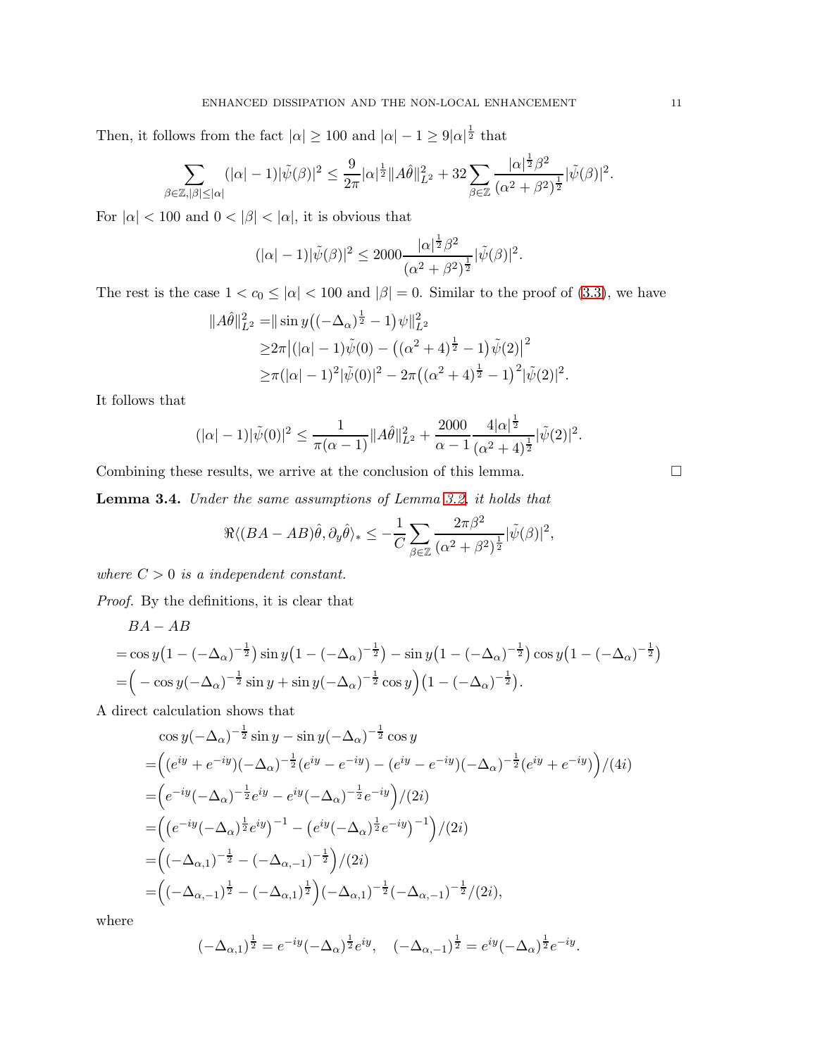Then, it follows from the fact $|\alpha| \geq 100$ and $|\alpha| - 1 \geq 9|\alpha|^{\frac{1}{2}}$ that

$$\sum_{\beta \in \mathbb{Z}, |\beta| \leq |\alpha|} (|\alpha| - 1)|\tilde{\psi}(\beta)|^2 \leq \frac{9}{2\pi}|\alpha|^{\frac{1}{2}}\|A\hat{\theta}\|_{L^2}^2 + 32\sum_{\beta \in \mathbb{Z}} \frac{|\alpha|^{\frac{1}{2}}\beta^2}{(\alpha^2 + \beta^2)^{\frac{1}{2}}}|\tilde{\psi}(\beta)|^2.$$

For $|\alpha| < 100$ and $0 < |\beta| < |\alpha|$, it is obvious that

$$(|\alpha| - 1)|\tilde{\psi}(\beta)|^2 \leq 2000\frac{|\alpha|^{\frac{1}{2}}\beta^2}{(\alpha^2 + \beta^2)^{\frac{1}{2}}}|\tilde{\psi}(\beta)|^2.$$

The rest is the case $1 < c_0 \leq |\alpha| < 100$ and $|\beta| = 0$. Similar to the proof of (3.3), we have

$$\begin{aligned}
\|A\hat{\theta}\|_{L^2}^2 =& \|\sin y\big((-\Delta_\alpha)^{\frac{1}{2}} - 1\big)\psi\|_{L^2}^2 \\
\geq& 2\pi\big|(|\alpha| - 1)\tilde{\psi}(0) - \big((\alpha^2 + 4)^{\frac{1}{2}} - 1\big)\tilde{\psi}(2)\big|^2 \\
\geq& \pi(|\alpha| - 1)^2|\tilde{\psi}(0)|^2 - 2\pi\big((\alpha^2 + 4)^{\frac{1}{2}} - 1\big)^2|\tilde{\psi}(2)|^2.
\end{aligned}$$

It follows that

$$(|\alpha| - 1)|\tilde{\psi}(0)|^2 \leq \frac{1}{\pi(\alpha - 1)}\|A\hat{\theta}\|_{L^2}^2 + \frac{2000}{\alpha - 1}\frac{4|\alpha|^{\frac{1}{2}}}{(\alpha^2 + 4)^{\frac{1}{2}}}|\tilde{\psi}(2)|^2.$$

Combining these results, we arrive at the conclusion of this lemma. $\square$

**Lemma 3.4.** *Under the same assumptions of Lemma 3.2, it holds that*

$$\Re\langle (BA - AB)\hat{\theta}, \partial_y\hat{\theta}\rangle_* \leq -\frac{1}{C}\sum_{\beta \in \mathbb{Z}} \frac{2\pi\beta^2}{(\alpha^2 + \beta^2)^{\frac{1}{2}}}|\tilde{\psi}(\beta)|^2,$$

*where $C > 0$ is a independent constant.*

*Proof.* By the definitions, it is clear that

$$\begin{aligned}
&BA - AB \\
=& \cos y\big(1 - (-\Delta_\alpha)^{-\frac{1}{2}}\big)\sin y\big(1 - (-\Delta_\alpha)^{-\frac{1}{2}}\big) - \sin y\big(1 - (-\Delta_\alpha)^{-\frac{1}{2}}\big)\cos y\big(1 - (-\Delta_\alpha)^{-\frac{1}{2}}\big) \\
=& \Big( - \cos y(-\Delta_\alpha)^{-\frac{1}{2}}\sin y + \sin y(-\Delta_\alpha)^{-\frac{1}{2}}\cos y\Big)\big(1 - (-\Delta_\alpha)^{-\frac{1}{2}}\big).
\end{aligned}$$

A direct calculation shows that

$$\begin{aligned}
&\cos y(-\Delta_\alpha)^{-\frac{1}{2}}\sin y - \sin y(-\Delta_\alpha)^{-\frac{1}{2}}\cos y \\
=& \Big((e^{iy} + e^{-iy})(-\Delta_\alpha)^{-\frac{1}{2}}(e^{iy} - e^{-iy}) - (e^{iy} - e^{-iy})(-\Delta_\alpha)^{-\frac{1}{2}}(e^{iy} + e^{-iy})\Big)/(4i) \\
=& \Big(e^{-iy}(-\Delta_\alpha)^{-\frac{1}{2}}e^{iy} - e^{iy}(-\Delta_\alpha)^{-\frac{1}{2}}e^{-iy}\Big)/(2i) \\
=& \Big(\big(e^{-iy}(-\Delta_\alpha)^{\frac{1}{2}}e^{iy}\big)^{-1} - \big(e^{iy}(-\Delta_\alpha)^{\frac{1}{2}}e^{-iy}\big)^{-1}\Big)/(2i) \\
=& \Big((-\Delta_{\alpha,1})^{-\frac{1}{2}} - (-\Delta_{\alpha,-1})^{-\frac{1}{2}}\Big)/(2i) \\
=& \Big((-\Delta_{\alpha,-1})^{\frac{1}{2}} - (-\Delta_{\alpha,1})^{\frac{1}{2}}\Big)(-\Delta_{\alpha,1})^{-\frac{1}{2}}(-\Delta_{\alpha,-1})^{-\frac{1}{2}}/(2i),
\end{aligned}$$

where

$$(-\Delta_{\alpha,1})^{\frac{1}{2}} = e^{-iy}(-\Delta_\alpha)^{\frac{1}{2}}e^{iy}, \quad (-\Delta_{\alpha,-1})^{\frac{1}{2}} = e^{iy}(-\Delta_\alpha)^{\frac{1}{2}}e^{-iy}.$$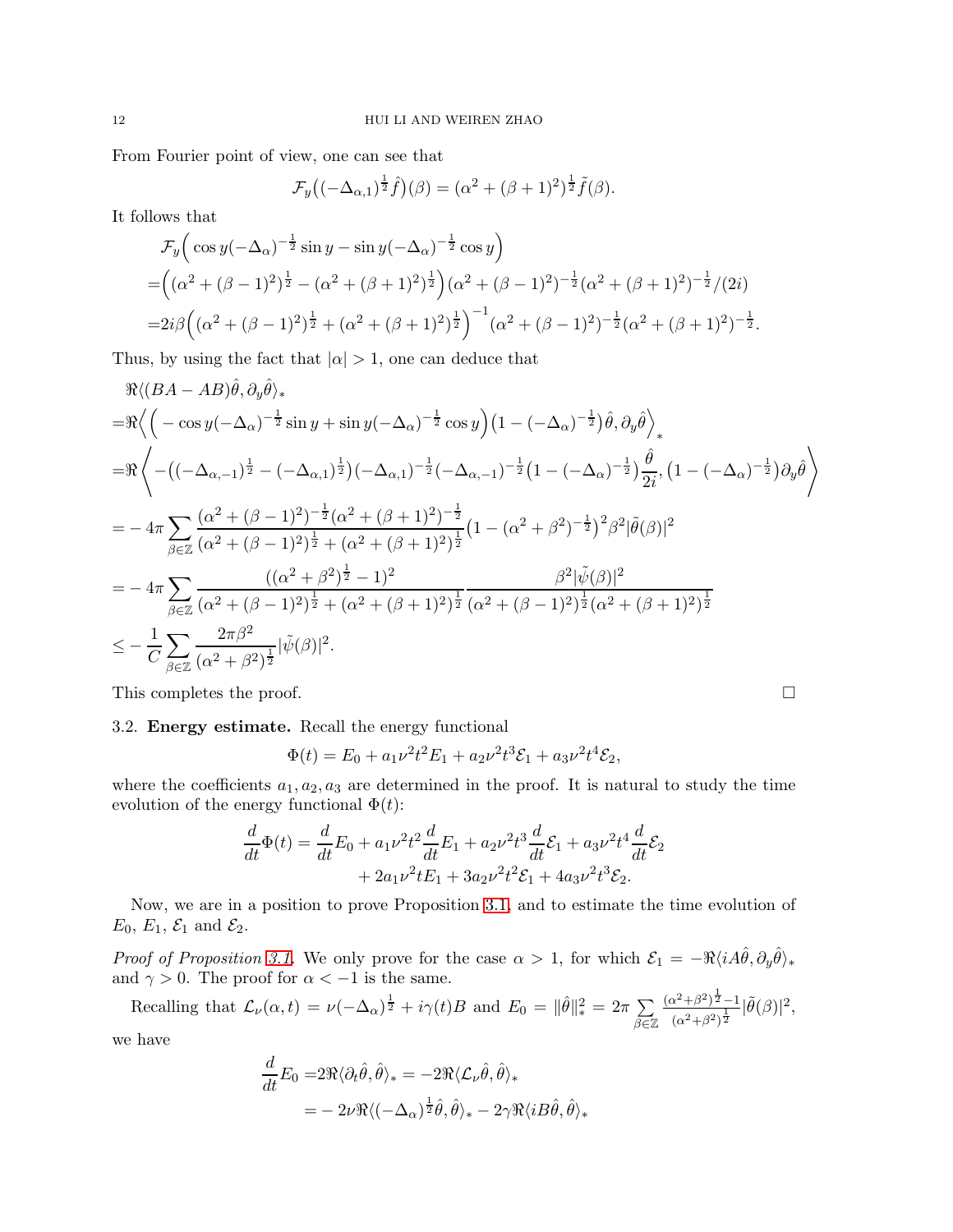From Fourier point of view, one can see that

$$\mathcal{F}_y\big((-\Delta_{\alpha,1})^{\frac{1}{2}}\hat{f}\big)(\beta) = (\alpha^2 + (\beta+1)^2)^{\frac{1}{2}}\tilde{f}(\beta).$$

It follows that

$$\begin{aligned}
&\mathcal{F}_y\Big(\cos y(-\Delta_\alpha)^{-\frac{1}{2}}\sin y - \sin y(-\Delta_\alpha)^{-\frac{1}{2}}\cos y\Big)\\
=&\Big((\alpha^2+(\beta-1)^2)^{\frac{1}{2}} - (\alpha^2+(\beta+1)^2)^{\frac{1}{2}}\Big)(\alpha^2+(\beta-1)^2)^{-\frac{1}{2}}(\alpha^2+(\beta+1)^2)^{-\frac{1}{2}}/(2i)\\
=&2i\beta\Big((\alpha^2+(\beta-1)^2)^{\frac{1}{2}} + (\alpha^2+(\beta+1)^2)^{\frac{1}{2}}\Big)^{-1}(\alpha^2+(\beta-1)^2)^{-\frac{1}{2}}(\alpha^2+(\beta+1)^2)^{-\frac{1}{2}}.
\end{aligned}$$

Thus, by using the fact that $|\alpha|>1$, one can deduce that

$$\begin{aligned}
&\Re\langle (BA-AB)\hat{\theta}, \partial_y\hat{\theta}\rangle_*\\
=&\Re\Big\langle\Big(-\cos y(-\Delta_\alpha)^{-\frac{1}{2}}\sin y + \sin y(-\Delta_\alpha)^{-\frac{1}{2}}\cos y\Big)\big(1-(-\Delta_\alpha)^{-\frac{1}{2}}\big)\hat{\theta}, \partial_y\hat{\theta}\Big\rangle_*\\
=&\Re\left\langle -\big((-\Delta_{\alpha,-1})^{\frac{1}{2}} - (-\Delta_{\alpha,1})^{\frac{1}{2}}\big)(-\Delta_{\alpha,1})^{-\frac{1}{2}}(-\Delta_{\alpha,-1})^{-\frac{1}{2}}\big(1-(-\Delta_\alpha)^{-\frac{1}{2}}\big)\frac{\hat{\theta}}{2i}, \big(1-(-\Delta_\alpha)^{-\frac{1}{2}}\big)\partial_y\hat{\theta}\right\rangle\\
=&-4\pi\sum_{\beta\in\mathbb{Z}}\frac{(\alpha^2+(\beta-1)^2)^{-\frac{1}{2}}(\alpha^2+(\beta+1)^2)^{-\frac{1}{2}}}{(\alpha^2+(\beta-1)^2)^{\frac{1}{2}} + (\alpha^2+(\beta+1)^2)^{\frac{1}{2}}}\big(1-(\alpha^2+\beta^2)^{-\frac{1}{2}}\big)^2\beta^2|\tilde{\theta}(\beta)|^2\\
=&-4\pi\sum_{\beta\in\mathbb{Z}}\frac{((\alpha^2+\beta^2)^{\frac{1}{2}}-1)^2}{(\alpha^2+(\beta-1)^2)^{\frac{1}{2}} + (\alpha^2+(\beta+1)^2)^{\frac{1}{2}}}\frac{\beta^2|\tilde{\psi}(\beta)|^2}{(\alpha^2+(\beta-1)^2)^{\frac{1}{2}}(\alpha^2+(\beta+1)^2)^{\frac{1}{2}}}\\
\leq&-\frac{1}{C}\sum_{\beta\in\mathbb{Z}}\frac{2\pi\beta^2}{(\alpha^2+\beta^2)^{\frac{1}{2}}}|\tilde{\psi}(\beta)|^2.
\end{aligned}$$

This completes the proof. $\square$

### 3.2. Energy estimate.

**3.2. Energy estimate.** Recall the energy functional

$$\Phi(t) = E_0 + a_1\nu^2t^2E_1 + a_2\nu^2t^3\mathcal{E}_1 + a_3\nu^2t^4\mathcal{E}_2,$$

where the coefficients $a_1, a_2, a_3$ are determined in the proof. It is natural to study the time evolution of the energy functional $\Phi(t)$:

$$\begin{aligned}
\frac{d}{dt}\Phi(t) = &\frac{d}{dt}E_0 + a_1\nu^2t^2\frac{d}{dt}E_1 + a_2\nu^2t^3\frac{d}{dt}\mathcal{E}_1 + a_3\nu^2t^4\frac{d}{dt}\mathcal{E}_2\\
&+ 2a_1\nu^2tE_1 + 3a_2\nu^2t^2\mathcal{E}_1 + 4a_3\nu^2t^3\mathcal{E}_2.
\end{aligned}$$

Now, we are in a position to prove Proposition 3.1, and to estimate the time evolution of $E_0$, $E_1$, $\mathcal{E}_1$ and $\mathcal{E}_2$.

*Proof of Proposition 3.1.* We only prove for the case $\alpha>1$, for which $\mathcal{E}_1 = -\Re\langle iA\hat{\theta}, \partial_y\hat{\theta}\rangle_*$ and $\gamma>0$. The proof for $\alpha<-1$ is the same.

Recalling that $\mathcal{L}_\nu(\alpha,t) = \nu(-\Delta_\alpha)^{\frac{1}{2}} + i\gamma(t)B$ and $E_0 = \|\hat{\theta}\|_*^2 = 2\pi\sum_{\beta\in\mathbb{Z}}\frac{(\alpha^2+\beta^2)^{\frac{1}{2}}-1}{(\alpha^2+\beta^2)^{\frac{1}{2}}}|\tilde{\theta}(\beta)|^2$, we have

$$\begin{aligned}
\frac{d}{dt}E_0 =&2\Re\langle\partial_t\hat{\theta}, \hat{\theta}\rangle_* = -2\Re\langle\mathcal{L}_\nu\hat{\theta}, \hat{\theta}\rangle_*\\
=&-2\nu\Re\langle(-\Delta_\alpha)^{\frac{1}{2}}\hat{\theta}, \hat{\theta}\rangle_* - 2\gamma\Re\langle iB\hat{\theta}, \hat{\theta}\rangle_*
\end{aligned}$$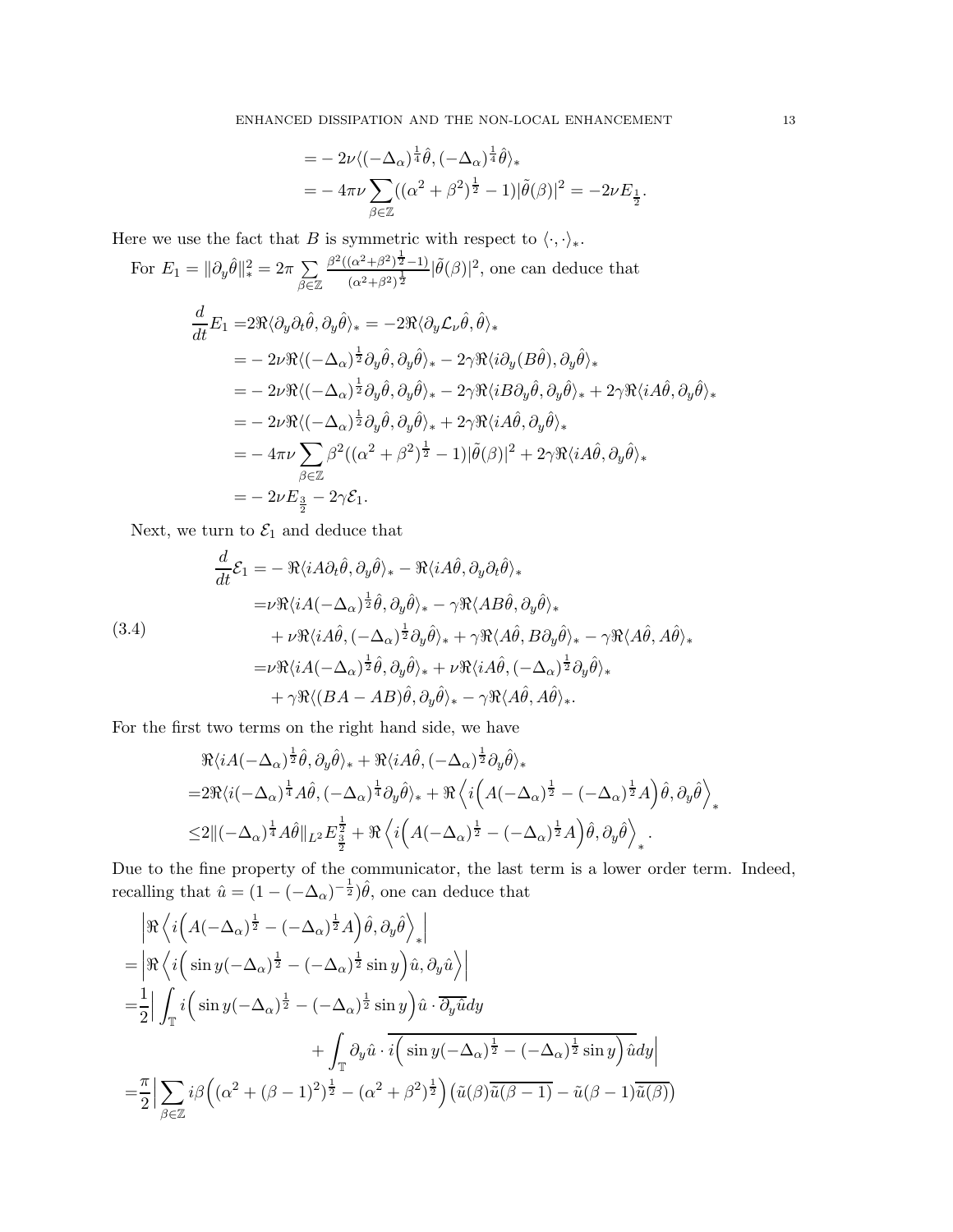$$
\begin{aligned}
&= -2\nu\langle(-\Delta_\alpha)^{\frac14}\hat\theta,(-\Delta_\alpha)^{\frac14}\hat\theta\rangle_*\\
&= -4\pi\nu\sum_{\beta\in\mathbb{Z}}((\alpha^2+\beta^2)^{\frac12}-1)|\tilde\theta(\beta)|^2=-2\nu E_{\frac12}.
\end{aligned}
$$

Here we use the fact that $B$ is symmetric with respect to $\langle\cdot,\cdot\rangle_*$.

For $E_1=\|\partial_y\hat\theta\|_*^2=2\pi\sum_{\beta\in\mathbb{Z}}\frac{\beta^2((\alpha^2+\beta^2)^{\frac12}-1)}{(\alpha^2+\beta^2)^{\frac12}}|\tilde\theta(\beta)|^2$, one can deduce that

$$
\begin{aligned}
\frac{d}{dt}E_1 =&2\Re\langle\partial_y\partial_t\hat\theta,\partial_y\hat\theta\rangle_*=-2\Re\langle\partial_y\mathcal{L}_\nu\hat\theta,\hat\theta\rangle_*\\
=&-2\nu\Re\langle(-\Delta_\alpha)^{\frac12}\partial_y\hat\theta,\partial_y\hat\theta\rangle_*-2\gamma\Re\langle i\partial_y(B\hat\theta),\partial_y\hat\theta\rangle_*\\
=&-2\nu\Re\langle(-\Delta_\alpha)^{\frac12}\partial_y\hat\theta,\partial_y\hat\theta\rangle_*-2\gamma\Re\langle iB\partial_y\hat\theta,\partial_y\hat\theta\rangle_*+2\gamma\Re\langle iA\hat\theta,\partial_y\hat\theta\rangle_*\\
=&-2\nu\Re\langle(-\Delta_\alpha)^{\frac12}\partial_y\hat\theta,\partial_y\hat\theta\rangle_*+2\gamma\Re\langle iA\hat\theta,\partial_y\hat\theta\rangle_*\\
=&-4\pi\nu\sum_{\beta\in\mathbb{Z}}\beta^2((\alpha^2+\beta^2)^{\frac12}-1)|\tilde\theta(\beta)|^2+2\gamma\Re\langle iA\hat\theta,\partial_y\hat\theta\rangle_*\\
=&-2\nu E_{\frac32}-2\gamma\mathcal{E}_1.
\end{aligned}
$$

Next, we turn to $\mathcal{E}_1$ and deduce that

$$
\begin{aligned}
\frac{d}{dt}\mathcal{E}_1=&-\Re\langle iA\partial_t\hat\theta,\partial_y\hat\theta\rangle_*-\Re\langle iA\hat\theta,\partial_y\partial_t\hat\theta\rangle_*\\
=&\nu\Re\langle iA(-\Delta_\alpha)^{\frac12}\hat\theta,\partial_y\hat\theta\rangle_*-\gamma\Re\langle AB\hat\theta,\partial_y\hat\theta\rangle_*\\
&+\nu\Re\langle iA\hat\theta,(-\Delta_\alpha)^{\frac12}\partial_y\hat\theta\rangle_*+\gamma\Re\langle A\hat\theta,B\partial_y\hat\theta\rangle_*-\gamma\Re\langle A\hat\theta,A\hat\theta\rangle_*\\
=&\nu\Re\langle iA(-\Delta_\alpha)^{\frac12}\hat\theta,\partial_y\hat\theta\rangle_*+\nu\Re\langle iA\hat\theta,(-\Delta_\alpha)^{\frac12}\partial_y\hat\theta\rangle_*\\
&+\gamma\Re\langle(BA-AB)\hat\theta,\partial_y\hat\theta\rangle_*-\gamma\Re\langle A\hat\theta,A\hat\theta\rangle_*.
\end{aligned}
\tag{3.4}
$$

For the first two terms on the right hand side, we have

$$
\begin{aligned}
&\Re\langle iA(-\Delta_\alpha)^{\frac12}\hat\theta,\partial_y\hat\theta\rangle_*+\Re\langle iA\hat\theta,(-\Delta_\alpha)^{\frac12}\partial_y\hat\theta\rangle_*\\
=&2\Re\langle i(-\Delta_\alpha)^{\frac14}A\hat\theta,(-\Delta_\alpha)^{\frac14}\partial_y\hat\theta\rangle_*+\Re\left\langle i\Big(A(-\Delta_\alpha)^{\frac12}-(-\Delta_\alpha)^{\frac12}A\Big)\hat\theta,\partial_y\hat\theta\right\rangle_*\\
\le&2\|(-\Delta_\alpha)^{\frac14}A\hat\theta\|_{L^2}E_{\frac32}^{\frac12}+\Re\left\langle i\Big(A(-\Delta_\alpha)^{\frac12}-(-\Delta_\alpha)^{\frac12}A\Big)\hat\theta,\partial_y\hat\theta\right\rangle_*.
\end{aligned}
$$

Due to the fine property of the communicator, the last term is a lower order term. Indeed, recalling that $\hat u=(1-(-\Delta_\alpha)^{-\frac12})\hat\theta$, one can deduce that

$$
\begin{aligned}
&\left|\Re\left\langle i\Big(A(-\Delta_\alpha)^{\frac12}-(-\Delta_\alpha)^{\frac12}A\Big)\hat\theta,\partial_y\hat\theta\right\rangle_*\right|\\
=&\left|\Re\left\langle i\Big(\sin y(-\Delta_\alpha)^{\frac12}-(-\Delta_\alpha)^{\frac12}\sin y\Big)\hat u,\partial_y\hat u\right\rangle\right|\\
=&\frac12\Big|\int_{\mathbb{T}}i\Big(\sin y(-\Delta_\alpha)^{\frac12}-(-\Delta_\alpha)^{\frac12}\sin y\Big)\hat u\cdot\overline{\partial_y\hat u}dy\\
&\qquad\qquad+\int_{\mathbb{T}}\partial_y\hat u\cdot\overline{i\Big(\sin y(-\Delta_\alpha)^{\frac12}-(-\Delta_\alpha)^{\frac12}\sin y\Big)\hat u}dy\Big|\\
=&\frac{\pi}{2}\Big|\sum_{\beta\in\mathbb{Z}}i\beta\Big((\alpha^2+(\beta-1)^2)^{\frac12}-(\alpha^2+\beta^2)^{\frac12}\Big)\Big(\tilde u(\beta)\overline{\tilde u(\beta-1)}-\tilde u(\beta-1)\overline{\tilde u(\beta)}\Big)
\end{aligned}
$$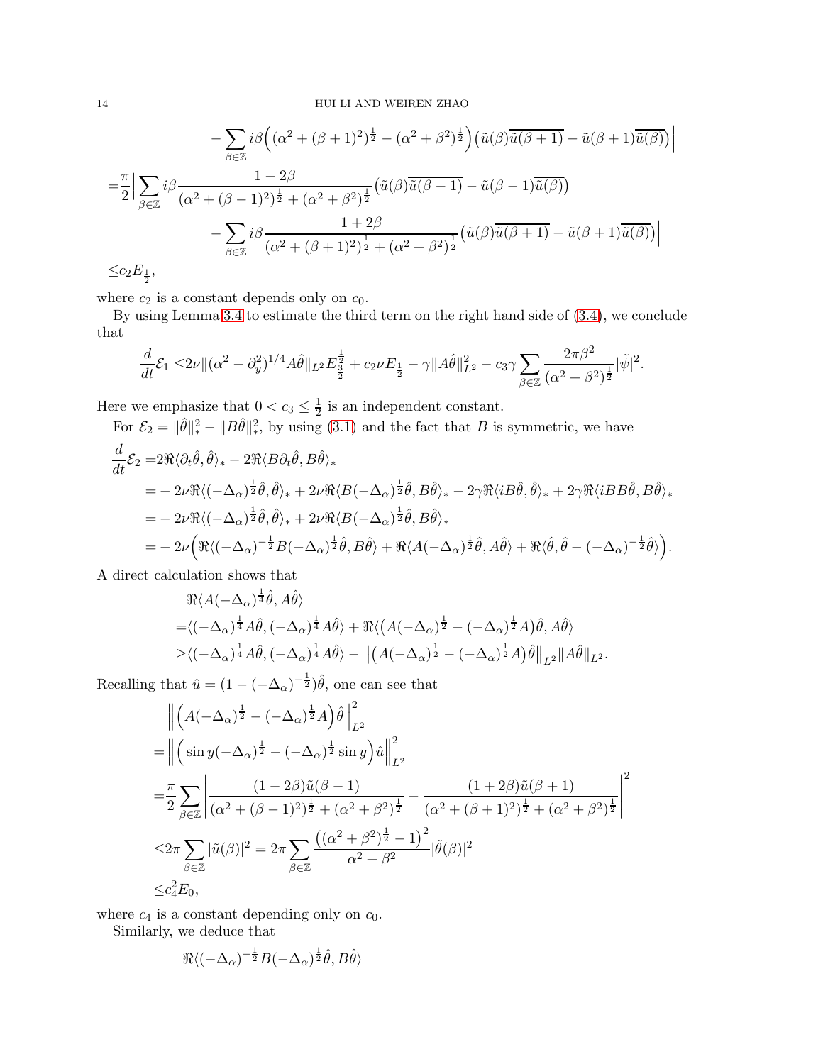$$
\begin{aligned}
&\qquad - \sum_{\beta\in\mathbb{Z}} i\beta\Big((\alpha^2+(\beta+1)^2)^{\frac12}-(\alpha^2+\beta^2)^{\frac12}\Big)\big(\tilde u(\beta)\overline{\tilde u(\beta+1)}-\tilde u(\beta+1)\overline{\tilde u(\beta)}\big)\Big|\\
=&\frac{\pi}{2}\Big|\sum_{\beta\in\mathbb{Z}} i\beta\frac{1-2\beta}{(\alpha^2+(\beta-1)^2)^{\frac12}+(\alpha^2+\beta^2)^{\frac12}}\big(\tilde u(\beta)\overline{\tilde u(\beta-1)}-\tilde u(\beta-1)\overline{\tilde u(\beta)}\big)\\
&\qquad -\sum_{\beta\in\mathbb{Z}} i\beta\frac{1+2\beta}{(\alpha^2+(\beta+1)^2)^{\frac12}+(\alpha^2+\beta^2)^{\frac12}}\big(\tilde u(\beta)\overline{\tilde u(\beta+1)}-\tilde u(\beta+1)\overline{\tilde u(\beta)}\big)\Big|\\
\le& c_2E_{\frac12},
\end{aligned}
$$

where $c_2$ is a constant depends only on $c_0$.

By using Lemma 3.4 to estimate the third term on the right hand side of (3.4), we conclude that

$$
\frac{d}{dt}\mathcal{E}_1\le 2\nu\|(\alpha^2-\partial_y^2)^{1/4}A\hat\theta\|_{L^2}E_{\frac32}^{\frac12}+c_2\nu E_{\frac12}-\gamma\|A\hat\theta\|_{L^2}^2-c_3\gamma\sum_{\beta\in\mathbb{Z}}\frac{2\pi\beta^2}{(\alpha^2+\beta^2)^{\frac12}}|\tilde\psi|^2.
$$

Here we emphasize that $0<c_3\le\frac12$ is an independent constant.

For $\mathcal{E}_2=\|\hat\theta\|_*^2-\|B\hat\theta\|_*^2$, by using (3.1) and the fact that $B$ is symmetric, we have

$$
\begin{aligned}
\frac{d}{dt}\mathcal{E}_2=&2\Re\langle\partial_t\hat\theta,\hat\theta\rangle_*-2\Re\langle B\partial_t\hat\theta,B\hat\theta\rangle_*\\
=&-2\nu\Re\langle(-\Delta_\alpha)^{\frac12}\hat\theta,\hat\theta\rangle_*+2\nu\Re\langle B(-\Delta_\alpha)^{\frac12}\hat\theta,B\hat\theta\rangle_*-2\gamma\Re\langle iB\hat\theta,\hat\theta\rangle_*+2\gamma\Re\langle iBB\hat\theta,B\hat\theta\rangle_*\\
=&-2\nu\Re\langle(-\Delta_\alpha)^{\frac12}\hat\theta,\hat\theta\rangle_*+2\nu\Re\langle B(-\Delta_\alpha)^{\frac12}\hat\theta,B\hat\theta\rangle_*\\
=&-2\nu\Big(\Re\langle(-\Delta_\alpha)^{-\frac12}B(-\Delta_\alpha)^{\frac12}\hat\theta,B\hat\theta\rangle+\Re\langle A(-\Delta_\alpha)^{\frac12}\hat\theta,A\hat\theta\rangle+\Re\langle\hat\theta,\hat\theta-(-\Delta_\alpha)^{-\frac12}\hat\theta\rangle\Big).
\end{aligned}
$$

A direct calculation shows that

$$
\begin{aligned}
&\Re\langle A(-\Delta_\alpha)^{\frac14}\hat\theta,A\hat\theta\rangle\\
=&\langle(-\Delta_\alpha)^{\frac14}A\hat\theta,(-\Delta_\alpha)^{\frac14}A\hat\theta\rangle+\Re\langle\big(A(-\Delta_\alpha)^{\frac12}-(-\Delta_\alpha)^{\frac12}A\big)\hat\theta,A\hat\theta\rangle\\
\ge&\langle(-\Delta_\alpha)^{\frac14}A\hat\theta,(-\Delta_\alpha)^{\frac14}A\hat\theta\rangle-\big\|\big(A(-\Delta_\alpha)^{\frac12}-(-\Delta_\alpha)^{\frac12}A\big)\hat\theta\big\|_{L^2}\|A\hat\theta\|_{L^2}.
\end{aligned}
$$

Recalling that $\hat u=(1-(-\Delta_\alpha)^{-\frac12})\hat\theta$, one can see that

$$
\begin{aligned}
&\Big\|\Big(A(-\Delta_\alpha)^{\frac12}-(-\Delta_\alpha)^{\frac12}A\Big)\hat\theta\Big\|_{L^2}^2\\
=&\Big\|\Big(\sin y(-\Delta_\alpha)^{\frac12}-(-\Delta_\alpha)^{\frac12}\sin y\Big)\hat u\Big\|_{L^2}^2\\
=&\frac{\pi}{2}\sum_{\beta\in\mathbb{Z}}\left|\frac{(1-2\beta)\tilde u(\beta-1)}{(\alpha^2+(\beta-1)^2)^{\frac12}+(\alpha^2+\beta^2)^{\frac12}}-\frac{(1+2\beta)\tilde u(\beta+1)}{(\alpha^2+(\beta+1)^2)^{\frac12}+(\alpha^2+\beta^2)^{\frac12}}\right|^2\\
\le&2\pi\sum_{\beta\in\mathbb{Z}}|\tilde u(\beta)|^2=2\pi\sum_{\beta\in\mathbb{Z}}\frac{\big((\alpha^2+\beta^2)^{\frac12}-1\big)^2}{\alpha^2+\beta^2}|\tilde\theta(\beta)|^2\\
\le&c_4^2E_0,
\end{aligned}
$$

where $c_4$ is a constant depending only on $c_0$.

Similarly, we deduce that

$$
\Re\langle(-\Delta_\alpha)^{-\frac12}B(-\Delta_\alpha)^{\frac12}\hat\theta,B\hat\theta\rangle
$$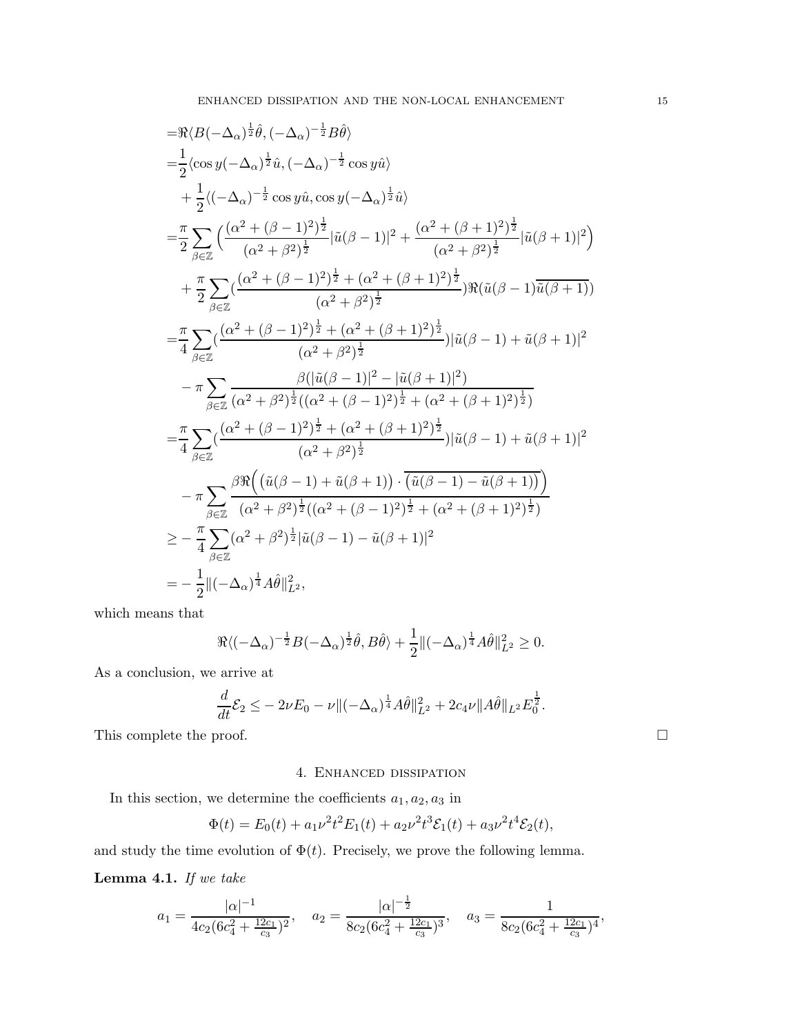$$
\begin{aligned}
=&\Re\langle B(-\Delta_\alpha)^{\frac{1}{2}}\hat{\theta}, (-\Delta_\alpha)^{-\frac{1}{2}}B\hat{\theta}\rangle\\
=&\frac{1}{2}\langle \cos y(-\Delta_\alpha)^{\frac{1}{2}}\hat{u}, (-\Delta_\alpha)^{-\frac{1}{2}}\cos y\hat{u}\rangle\\
&+\frac{1}{2}\langle (-\Delta_\alpha)^{-\frac{1}{2}}\cos y\hat{u}, \cos y(-\Delta_\alpha)^{\frac{1}{2}}\hat{u}\rangle\\
=&\frac{\pi}{2}\sum_{\beta\in\mathbb{Z}}\Big(\frac{(\alpha^2+(\beta-1)^2)^{\frac{1}{2}}}{(\alpha^2+\beta^2)^{\frac{1}{2}}}|\tilde{u}(\beta-1)|^2+\frac{(\alpha^2+(\beta+1)^2)^{\frac{1}{2}}}{(\alpha^2+\beta^2)^{\frac{1}{2}}}|\tilde{u}(\beta+1)|^2\Big)\\
&+\frac{\pi}{2}\sum_{\beta\in\mathbb{Z}}\big(\frac{(\alpha^2+(\beta-1)^2)^{\frac{1}{2}}+(\alpha^2+(\beta+1)^2)^{\frac{1}{2}}}{(\alpha^2+\beta^2)^{\frac{1}{2}}}\big)\Re(\tilde{u}(\beta-1)\overline{\tilde{u}(\beta+1)})\\
=&\frac{\pi}{4}\sum_{\beta\in\mathbb{Z}}\big(\frac{(\alpha^2+(\beta-1)^2)^{\frac{1}{2}}+(\alpha^2+(\beta+1)^2)^{\frac{1}{2}}}{(\alpha^2+\beta^2)^{\frac{1}{2}}}\big)|\tilde{u}(\beta-1)+\tilde{u}(\beta+1)|^2\\
&-\pi\sum_{\beta\in\mathbb{Z}}\frac{\beta(|\tilde{u}(\beta-1)|^2-|\tilde{u}(\beta+1)|^2)}{(\alpha^2+\beta^2)^{\frac{1}{2}}((\alpha^2+(\beta-1)^2)^{\frac{1}{2}}+(\alpha^2+(\beta+1)^2)^{\frac{1}{2}})}\\
=&\frac{\pi}{4}\sum_{\beta\in\mathbb{Z}}\big(\frac{(\alpha^2+(\beta-1)^2)^{\frac{1}{2}}+(\alpha^2+(\beta+1)^2)^{\frac{1}{2}}}{(\alpha^2+\beta^2)^{\frac{1}{2}}}\big)|\tilde{u}(\beta-1)+\tilde{u}(\beta+1)|^2\\
&-\pi\sum_{\beta\in\mathbb{Z}}\frac{\beta\Re\Big(\big(\tilde{u}(\beta-1)+\tilde{u}(\beta+1)\big)\cdot\overline{\big(\tilde{u}(\beta-1)-\tilde{u}(\beta+1)\big)}\Big)}{(\alpha^2+\beta^2)^{\frac{1}{2}}((\alpha^2+(\beta-1)^2)^{\frac{1}{2}}+(\alpha^2+(\beta+1)^2)^{\frac{1}{2}})}\\
\geq&-\frac{\pi}{4}\sum_{\beta\in\mathbb{Z}}(\alpha^2+\beta^2)^{\frac{1}{2}}|\tilde{u}(\beta-1)-\tilde{u}(\beta+1)|^2\\
=&-\frac{1}{2}\|(-\Delta_\alpha)^{\frac{1}{4}}A\hat{\theta}\|_{L^2}^2,
\end{aligned}
$$

which means that

$$
\Re\langle(-\Delta_\alpha)^{-\frac{1}{2}}B(-\Delta_\alpha)^{\frac{1}{2}}\hat{\theta}, B\hat{\theta}\rangle+\frac{1}{2}\|(-\Delta_\alpha)^{\frac{1}{4}}A\hat{\theta}\|_{L^2}^2\geq 0.
$$

As a conclusion, we arrive at

$$
\frac{d}{dt}\mathcal{E}_2\leq -2\nu E_0-\nu\|(-\Delta_\alpha)^{\frac{1}{4}}A\hat{\theta}\|_{L^2}^2+2c_4\nu\|A\hat{\theta}\|_{L^2}E_0^{\frac{1}{2}}.
$$

This complete the proof. □

## 4. Enhanced dissipation

In this section, we determine the coefficients $a_1, a_2, a_3$ in

$$
\Phi(t)=E_0(t)+a_1\nu^2t^2E_1(t)+a_2\nu^2t^3\mathcal{E}_1(t)+a_3\nu^2t^4\mathcal{E}_2(t),
$$

and study the time evolution of $\Phi(t)$. Precisely, we prove the following lemma.

**Lemma 4.1.** *If we take*

$$
a_1=\frac{|\alpha|^{-1}}{4c_2(6c_4^2+\frac{12c_1}{c_3})^2},\quad a_2=\frac{|\alpha|^{-\frac{1}{2}}}{8c_2(6c_4^2+\frac{12c_1}{c_3})^3},\quad a_3=\frac{1}{8c_2(6c_4^2+\frac{12c_1}{c_3})^4},
$$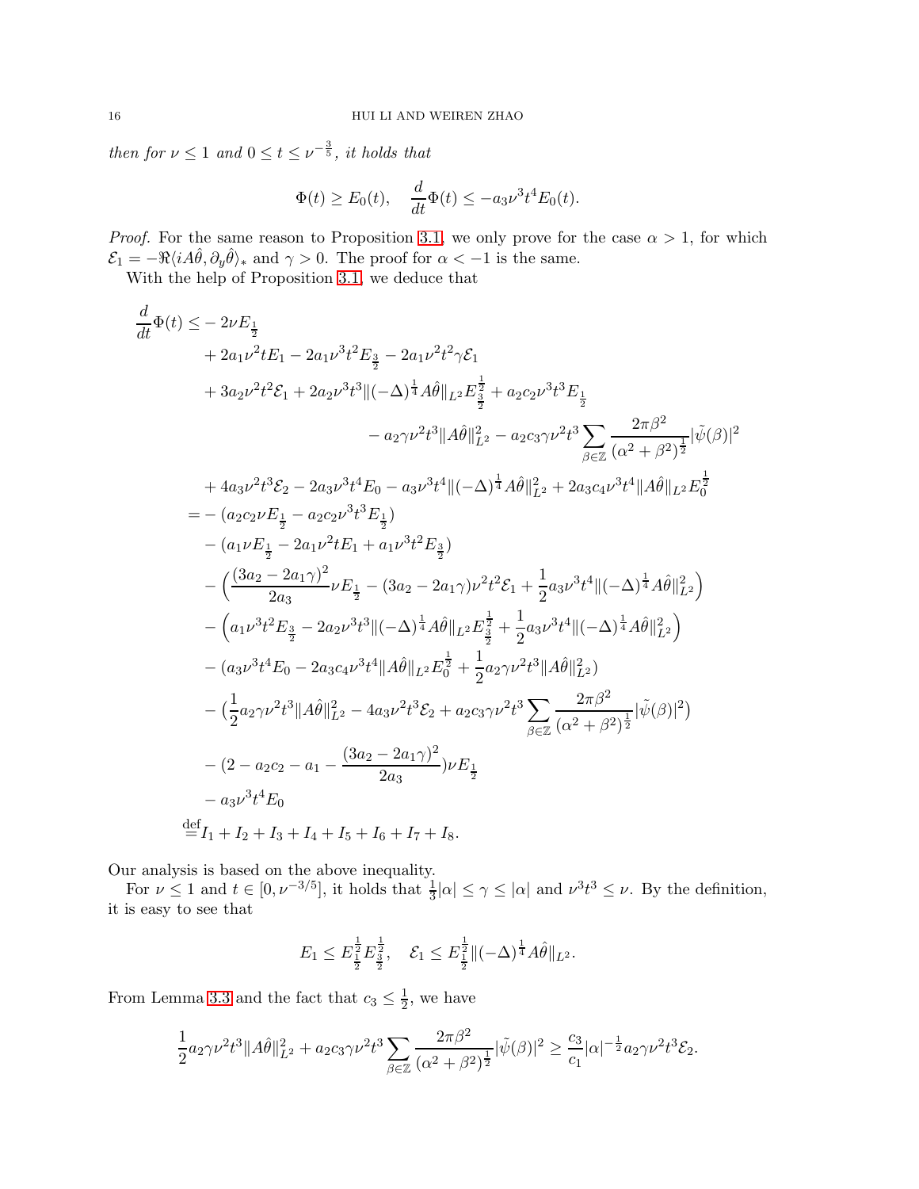*then for $\nu \leq 1$ and $0 \leq t \leq \nu^{-\frac{3}{5}}$, it holds that*

$$
\Phi(t) \geq E_0(t), \quad \frac{d}{dt}\Phi(t) \leq -a_3\nu^3 t^4 E_0(t).
$$

*Proof.* For the same reason to Proposition 3.1, we only prove for the case $\alpha > 1$, for which $\mathcal{E}_1 = -\Re\langle iA\hat{\theta}, \partial_y\hat{\theta}\rangle_*$ and $\gamma > 0$. The proof for $\alpha < -1$ is the same.

With the help of Proposition 3.1, we deduce that

$$
\begin{aligned}
\frac{d}{dt}\Phi(t) \leq & -2\nu E_{\frac{1}{2}} \\
& + 2a_1\nu^2 t E_1 - 2a_1\nu^3 t^2 E_{\frac{3}{2}} - 2a_1\nu^2 t^2 \gamma \mathcal{E}_1 \\
& + 3a_2\nu^2 t^2 \mathcal{E}_1 + 2a_2\nu^3 t^3 \|(-\Delta)^{\frac{1}{4}} A\hat{\theta}\|_{L^2} E_{\frac{3}{2}}^{\frac{1}{2}} + a_2 c_2 \nu^3 t^3 E_{\frac{1}{2}} \\
& \qquad - a_2\gamma\nu^2 t^3 \|A\hat{\theta}\|_{L^2}^2 - a_2 c_3 \gamma \nu^2 t^3 \sum_{\beta\in\mathbb{Z}} \frac{2\pi\beta^2}{(\alpha^2+\beta^2)^{\frac{1}{2}}} |\tilde{\psi}(\beta)|^2 \\
& + 4a_3\nu^2 t^3 \mathcal{E}_2 - 2a_3\nu^3 t^4 E_0 - a_3\nu^3 t^4 \|(-\Delta)^{\frac{1}{4}} A\hat{\theta}\|_{L^2}^2 + 2a_3 c_4 \nu^3 t^4 \|A\hat{\theta}\|_{L^2} E_0^{\frac{1}{2}} \\
= & -(a_2 c_2 \nu E_{\frac{1}{2}} - a_2 c_2 \nu^3 t^3 E_{\frac{1}{2}}) \\
& - (a_1 \nu E_{\frac{1}{2}} - 2a_1\nu^2 t E_1 + a_1 \nu^3 t^2 E_{\frac{3}{2}}) \\
& - \Big(\frac{(3a_2 - 2a_1\gamma)^2}{2a_3}\nu E_{\frac{1}{2}} - (3a_2 - 2a_1\gamma)\nu^2 t^2 \mathcal{E}_1 + \frac{1}{2}a_3\nu^3 t^4 \|(-\Delta)^{\frac{1}{4}} A\hat{\theta}\|_{L^2}^2\Big) \\
& - \Big(a_1\nu^3 t^2 E_{\frac{3}{2}} - 2a_2\nu^3 t^3 \|(-\Delta)^{\frac{1}{4}} A\hat{\theta}\|_{L^2} E_{\frac{3}{2}}^{\frac{1}{2}} + \frac{1}{2}a_3\nu^3 t^4 \|(-\Delta)^{\frac{1}{4}} A\hat{\theta}\|_{L^2}^2\Big) \\
& - (a_3\nu^3 t^4 E_0 - 2a_3 c_4 \nu^3 t^4 \|A\hat{\theta}\|_{L^2} E_0^{\frac{1}{2}} + \frac{1}{2}a_2\gamma\nu^2 t^3 \|A\hat{\theta}\|_{L^2}^2) \\
& - \big(\frac{1}{2}a_2\gamma\nu^2 t^3 \|A\hat{\theta}\|_{L^2}^2 - 4a_3\nu^2 t^3 \mathcal{E}_2 + a_2 c_3 \gamma \nu^2 t^3 \sum_{\beta\in\mathbb{Z}} \frac{2\pi\beta^2}{(\alpha^2+\beta^2)^{\frac{1}{2}}} |\tilde{\psi}(\beta)|^2\big) \\
& - (2 - a_2 c_2 - a_1 - \frac{(3a_2 - 2a_1\gamma)^2}{2a_3})\nu E_{\frac{1}{2}} \\
& - a_3\nu^3 t^4 E_0 \\
\stackrel{\text{def}}{=} & I_1 + I_2 + I_3 + I_4 + I_5 + I_6 + I_7 + I_8.
\end{aligned}
$$

Our analysis is based on the above inequality.

For $\nu \leq 1$ and $t \in [0, \nu^{-3/5}]$, it holds that $\frac{1}{3}|\alpha| \leq \gamma \leq |\alpha|$ and $\nu^3 t^3 \leq \nu$. By the definition, it is easy to see that

$$
E_1 \leq E_{\frac{1}{2}}^{\frac{1}{2}} E_{\frac{3}{2}}^{\frac{1}{2}}, \quad \mathcal{E}_1 \leq E_{\frac{1}{2}}^{\frac{1}{2}} \|(-\Delta)^{\frac{1}{4}} A\hat{\theta}\|_{L^2}.
$$

From Lemma 3.3 and the fact that $c_3 \leq \frac{1}{2}$, we have

$$
\frac{1}{2}a_2\gamma\nu^2 t^3 \|A\hat{\theta}\|_{L^2}^2 + a_2 c_3 \gamma \nu^2 t^3 \sum_{\beta\in\mathbb{Z}} \frac{2\pi\beta^2}{(\alpha^2+\beta^2)^{\frac{1}{2}}} |\tilde{\psi}(\beta)|^2 \geq \frac{c_3}{c_1}|\alpha|^{-\frac{1}{2}} a_2 \gamma \nu^2 t^3 \mathcal{E}_2.
$$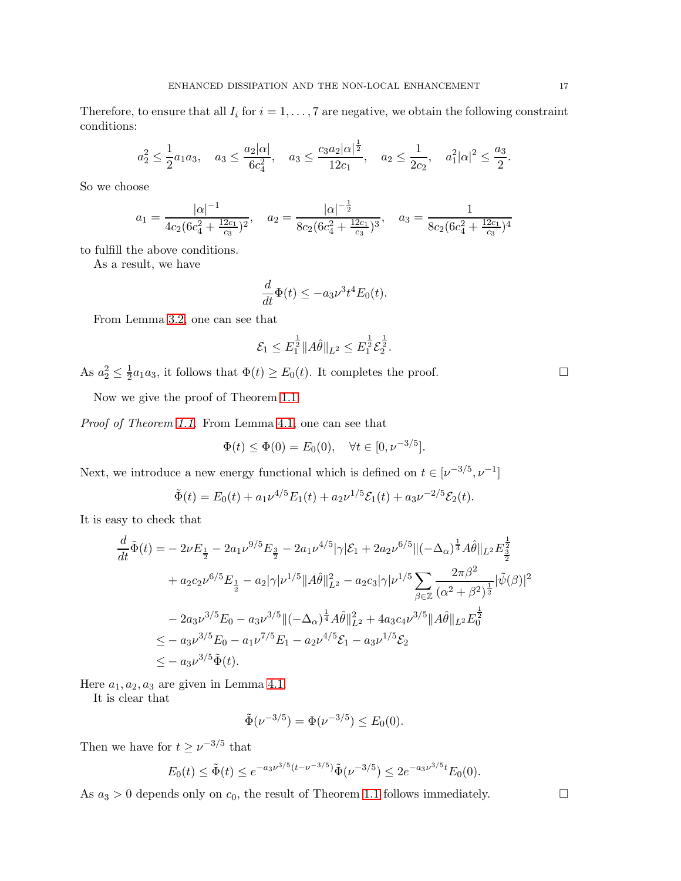Therefore, to ensure that all $I_i$ for $i = 1, \dots, 7$ are negative, we obtain the following constraint conditions:

$$a_2^2 \leq \frac{1}{2} a_1 a_3, \quad a_3 \leq \frac{a_2 |\alpha|}{6c_4^2}, \quad a_3 \leq \frac{c_3 a_2 |\alpha|^{\frac{1}{2}}}{12 c_1}, \quad a_2 \leq \frac{1}{2c_2}, \quad a_1^2 |\alpha|^2 \leq \frac{a_3}{2}.$$

So we choose

$$a_1 = \frac{|\alpha|^{-1}}{4c_2(6c_4^2 + \frac{12c_1}{c_3})^2}, \quad a_2 = \frac{|\alpha|^{-\frac{1}{2}}}{8c_2(6c_4^2 + \frac{12c_1}{c_3})^3}, \quad a_3 = \frac{1}{8c_2(6c_4^2 + \frac{12c_1}{c_3})^4}$$

to fulfill the above conditions.

As a result, we have

$$\frac{d}{dt}\Phi(t) \leq -a_3 \nu^3 t^4 E_0(t).$$

From Lemma 3.2, one can see that

$$\mathcal{E}_1 \leq E_1^{\frac{1}{2}} \|A\hat{\theta}\|_{L^2} \leq E_1^{\frac{1}{2}} \mathcal{E}_2^{\frac{1}{2}}.$$

As $a_2^2 \leq \frac{1}{2} a_1 a_3$, it follows that $\Phi(t) \geq E_0(t)$. It completes the proof. $\square$

Now we give the proof of Theorem 1.1.

*Proof of Theorem 1.1.* From Lemma 4.1, one can see that

$$\Phi(t) \leq \Phi(0) = E_0(0), \quad \forall t \in [0, \nu^{-3/5}].$$

Next, we introduce a new energy functional which is defined on $t \in [\nu^{-3/5}, \nu^{-1}]$

$$\tilde{\Phi}(t) = E_0(t) + a_1 \nu^{4/5} E_1(t) + a_2 \nu^{1/5} \mathcal{E}_1(t) + a_3 \nu^{-2/5} \mathcal{E}_2(t).$$

It is easy to check that

$$\begin{aligned}
\frac{d}{dt}\tilde{\Phi}(t) =& -2\nu E_{\frac{1}{2}} - 2a_1 \nu^{9/5} E_{\frac{3}{2}} - 2a_1 \nu^{4/5} |\gamma| \mathcal{E}_1 + 2a_2 \nu^{6/5} \|(-\Delta_\alpha)^{\frac{1}{4}} A\hat{\theta}\|_{L^2} E_{\frac{3}{2}}^{\frac{1}{2}} \\
&+ a_2 c_2 \nu^{6/5} E_{\frac{1}{2}} - a_2 |\gamma| \nu^{1/5} \|A\hat{\theta}\|_{L^2}^2 - a_2 c_3 |\gamma| \nu^{1/5} \sum_{\beta \in \mathbb{Z}} \frac{2\pi \beta^2}{(\alpha^2 + \beta^2)^{\frac{1}{2}}} |\tilde{\psi}(\beta)|^2 \\
&- 2a_3 \nu^{3/5} E_0 - a_3 \nu^{3/5} \|(-\Delta_\alpha)^{\frac{1}{4}} A\hat{\theta}\|_{L^2}^2 + 4a_3 c_4 \nu^{3/5} \|A\hat{\theta}\|_{L^2} E_0^{\frac{1}{2}} \\
\leq& -a_3 \nu^{3/5} E_0 - a_1 \nu^{7/5} E_1 - a_2 \nu^{4/5} \mathcal{E}_1 - a_3 \nu^{1/5} \mathcal{E}_2 \\
\leq& -a_3 \nu^{3/5} \tilde{\Phi}(t).
\end{aligned}$$

Here $a_1, a_2, a_3$ are given in Lemma 4.1.

It is clear that

$$\tilde{\Phi}(\nu^{-3/5}) = \Phi(\nu^{-3/5}) \leq E_0(0).$$

Then we have for $t \geq \nu^{-3/5}$ that

$$E_0(t) \leq \tilde{\Phi}(t) \leq e^{-a_3 \nu^{3/5}(t - \nu^{-3/5})} \tilde{\Phi}(\nu^{-3/5}) \leq 2e^{-a_3 \nu^{3/5} t} E_0(0).$$

As $a_3 > 0$ depends only on $c_0$, the result of Theorem 1.1 follows immediately. $\square$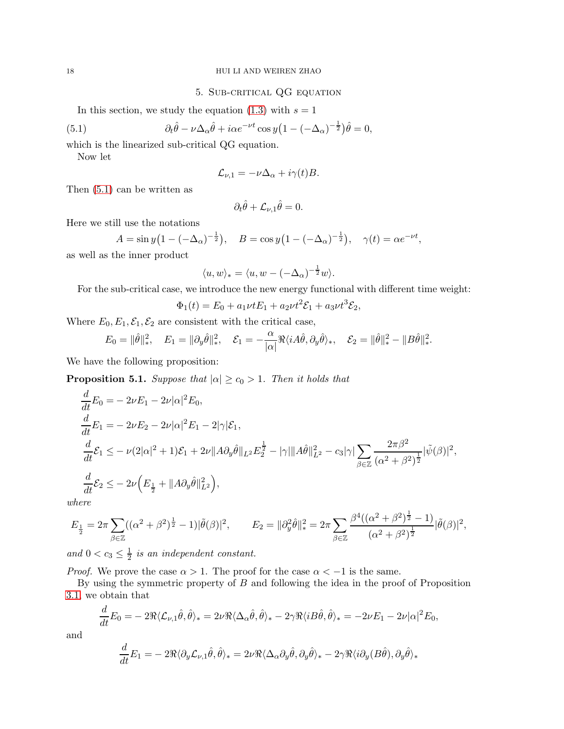## 5. Sub-critical QG equation

In this section, we study the equation (1.3) with $s = 1$

$$\partial_t \hat{\theta} - \nu \Delta_\alpha \hat{\theta} + i\alpha e^{-\nu t} \cos y \big(1 - (-\Delta_\alpha)^{-\frac{1}{2}}\big)\hat{\theta} = 0, \tag{5.1}$$

which is the linearized sub-critical QG equation.

Now let

$$\mathcal{L}_{\nu,1} = -\nu \Delta_\alpha + i\gamma(t) B.$$

Then (5.1) can be written as

$$\partial_t \hat{\theta} + \mathcal{L}_{\nu,1}\hat{\theta} = 0.$$

Here we still use the notations

$$A = \sin y\big(1 - (-\Delta_\alpha)^{-\frac{1}{2}}\big), \quad B = \cos y\big(1 - (-\Delta_\alpha)^{-\frac{1}{2}}\big), \quad \gamma(t) = \alpha e^{-\nu t},$$

as well as the inner product

$$\langle u, w\rangle_* = \langle u, w - (-\Delta_\alpha)^{-\frac{1}{2}} w\rangle.$$

For the sub-critical case, we introduce the new energy functional with different time weight:

$$\Phi_1(t) = E_0 + a_1 \nu t E_1 + a_2 \nu t^2 \mathcal{E}_1 + a_3 \nu t^3 \mathcal{E}_2,$$

Where $E_0, E_1, \mathcal{E}_1, \mathcal{E}_2$ are consistent with the critical case,

$$E_0 = \|\hat{\theta}\|_*^2, \quad E_1 = \|\partial_y \hat{\theta}\|_*^2, \quad \mathcal{E}_1 = -\frac{\alpha}{|\alpha|}\Re\langle iA\hat{\theta}, \partial_y \hat{\theta}\rangle_*, \quad \mathcal{E}_2 = \|\hat{\theta}\|_*^2 - \|B\hat{\theta}\|_*^2.$$

We have the following proposition:

**Proposition 5.1.** *Suppose that $|\alpha| \geq c_0 > 1$. Then it holds that*

$$\begin{aligned}
\frac{d}{dt}E_0 &= -2\nu E_1 - 2\nu|\alpha|^2 E_0,\\
\frac{d}{dt}E_1 &= -2\nu E_2 - 2\nu|\alpha|^2 E_1 - 2|\gamma|\mathcal{E}_1,\\
\frac{d}{dt}\mathcal{E}_1 &\leq -\nu(2|\alpha|^2+1)\mathcal{E}_1 + 2\nu\|A\partial_y\hat{\theta}\|_{L^2} E_2^{\frac{1}{2}} - |\gamma|\|A\hat{\theta}\|_{L^2}^2 - c_3|\gamma|\sum_{\beta\in\mathbb{Z}}\frac{2\pi\beta^2}{(\alpha^2+\beta^2)^{\frac{1}{2}}}|\tilde{\psi}(\beta)|^2,\\
\frac{d}{dt}\mathcal{E}_2 &\leq -2\nu\Big(E_{\frac{1}{2}} + \|A\partial_y\hat{\theta}\|_{L^2}^2\Big),
\end{aligned}$$

*where*

$$E_{\frac{1}{2}} = 2\pi\sum_{\beta\in\mathbb{Z}}((\alpha^2+\beta^2)^{\frac{1}{2}}-1)|\tilde{\theta}(\beta)|^2, \qquad E_2 = \|\partial_y^2\hat{\theta}\|_*^2 = 2\pi\sum_{\beta\in\mathbb{Z}}\frac{\beta^4((\alpha^2+\beta^2)^{\frac{1}{2}}-1)}{(\alpha^2+\beta^2)^{\frac{1}{2}}}|\tilde{\theta}(\beta)|^2,$$

*and $0 < c_3 \leq \frac{1}{2}$ is an independent constant.*

*Proof.* We prove the case $\alpha > 1$. The proof for the case $\alpha < -1$ is the same.

By using the symmetric property of $B$ and following the idea in the proof of Proposition 3.1, we obtain that

$$\frac{d}{dt}E_0 = -2\Re\langle \mathcal{L}_{\nu,1}\hat{\theta}, \hat{\theta}\rangle_* = 2\nu\Re\langle\Delta_\alpha\hat{\theta}, \hat{\theta}\rangle_* - 2\gamma\Re\langle iB\hat{\theta}, \hat{\theta}\rangle_* = -2\nu E_1 - 2\nu|\alpha|^2 E_0,$$

and

$$\frac{d}{dt}E_1 = -2\Re\langle\partial_y\mathcal{L}_{\nu,1}\hat{\theta}, \hat{\theta}\rangle_* = 2\nu\Re\langle\Delta_\alpha\partial_y\hat{\theta}, \partial_y\hat{\theta}\rangle_* - 2\gamma\Re\langle i\partial_y(B\hat{\theta}), \partial_y\hat{\theta}\rangle_*$$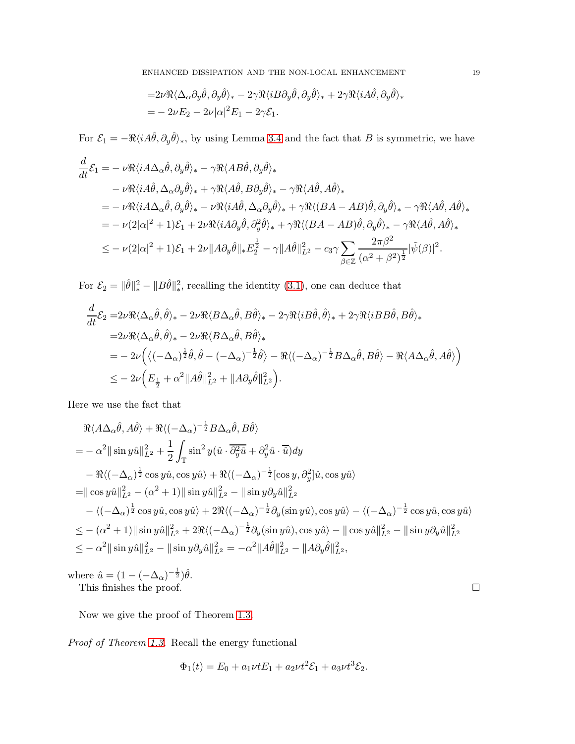$$
\begin{aligned}
&=2\nu\Re\langle\Delta_\alpha\partial_y\hat\theta,\partial_y\hat\theta\rangle_* - 2\gamma\Re\langle iB\partial_y\hat\theta,\partial_y\hat\theta\rangle_* + 2\gamma\Re\langle iA\hat\theta,\partial_y\hat\theta\rangle_*\\
&=-2\nu E_2 - 2\nu|\alpha|^2E_1 - 2\gamma\mathcal{E}_1.
\end{aligned}
$$

For $\mathcal{E}_1=-\Re\langle iA\hat\theta,\partial_y\hat\theta\rangle_*$, by using Lemma 3.4 and the fact that $B$ is symmetric, we have

$$
\begin{aligned}
\frac{d}{dt}\mathcal{E}_1=&-\nu\Re\langle iA\Delta_\alpha\hat\theta,\partial_y\hat\theta\rangle_* - \gamma\Re\langle AB\hat\theta,\partial_y\hat\theta\rangle_*\\
&-\nu\Re\langle iA\hat\theta,\Delta_\alpha\partial_y\hat\theta\rangle_* + \gamma\Re\langle A\hat\theta,B\partial_y\hat\theta\rangle_* - \gamma\Re\langle A\hat\theta,A\hat\theta\rangle_*\\
=&-\nu\Re\langle iA\Delta_\alpha\hat\theta,\partial_y\hat\theta\rangle_* - \nu\Re\langle iA\hat\theta,\Delta_\alpha\partial_y\hat\theta\rangle_* + \gamma\Re\langle (BA-AB)\hat\theta,\partial_y\hat\theta\rangle_* - \gamma\Re\langle A\hat\theta,A\hat\theta\rangle_*\\
=&-\nu(2|\alpha|^2+1)\mathcal{E}_1 + 2\nu\Re\langle iA\partial_y\hat\theta,\partial_y^2\hat\theta\rangle_* + \gamma\Re\langle (BA-AB)\hat\theta,\partial_y\hat\theta\rangle_* - \gamma\Re\langle A\hat\theta,A\hat\theta\rangle_*\\
\le&-\nu(2|\alpha|^2+1)\mathcal{E}_1 + 2\nu\|A\partial_y\hat\theta\|_*E_2^{\frac12} - \gamma\|A\hat\theta\|_{L^2}^2 - c_3\gamma\sum_{\beta\in\mathbb{Z}}\frac{2\pi\beta^2}{(\alpha^2+\beta^2)^{\frac12}}|\tilde\psi(\beta)|^2.
\end{aligned}
$$

For $\mathcal{E}_2=\|\hat\theta\|_*^2-\|B\hat\theta\|_*^2$, recalling the identity (3.1), one can deduce that

$$
\begin{aligned}
\frac{d}{dt}\mathcal{E}_2=&2\nu\Re\langle\Delta_\alpha\hat\theta,\hat\theta\rangle_* - 2\nu\Re\langle B\Delta_\alpha\hat\theta,B\hat\theta\rangle_* - 2\gamma\Re\langle iB\hat\theta,\hat\theta\rangle_* + 2\gamma\Re\langle iBB\hat\theta,B\hat\theta\rangle_*\\
=&2\nu\Re\langle\Delta_\alpha\hat\theta,\hat\theta\rangle_* - 2\nu\Re\langle B\Delta_\alpha\hat\theta,B\hat\theta\rangle_*\\
=&-2\nu\Big(\big\langle(-\Delta_\alpha)^{\frac12}\hat\theta,\hat\theta-(-\Delta_\alpha)^{-\frac12}\hat\theta\big\rangle - \Re\langle(-\Delta_\alpha)^{-\frac12}B\Delta_\alpha\hat\theta,B\hat\theta\rangle - \Re\langle A\Delta_\alpha\hat\theta,A\hat\theta\rangle\Big)\\
\le&-2\nu\Big(E_{\frac12}+\alpha^2\|A\hat\theta\|_{L^2}^2+\|A\partial_y\hat\theta\|_{L^2}^2\Big).
\end{aligned}
$$

Here we use the fact that

$$
\begin{aligned}
&\Re\langle A\Delta_\alpha\hat\theta,A\hat\theta\rangle + \Re\langle(-\Delta_\alpha)^{-\frac12}B\Delta_\alpha\hat\theta,B\hat\theta\rangle\\
=&-\alpha^2\|\sin y\hat u\|_{L^2}^2 + \frac12\int_{\mathbb{T}}\sin^2y(\hat u\cdot\overline{\partial_y^2\hat u}+\partial_y^2\hat u\cdot\overline{\hat u})dy\\
&-\Re\langle(-\Delta_\alpha)^{\frac12}\cos y\hat u,\cos y\hat u\rangle + \Re\langle(-\Delta_\alpha)^{-\frac12}[\cos y,\partial_y^2]\hat u,\cos y\hat u\rangle\\
=&\|\cos y\hat u\|_{L^2}^2 - (\alpha^2+1)\|\sin y\hat u\|_{L^2}^2 - \|\sin y\partial_y\hat u\|_{L^2}^2\\
&-\langle(-\Delta_\alpha)^{\frac12}\cos y\hat u,\cos y\hat u\rangle + 2\Re\langle(-\Delta_\alpha)^{-\frac12}\partial_y(\sin y\hat u),\cos y\hat u\rangle - \langle(-\Delta_\alpha)^{-\frac12}\cos y\hat u,\cos y\hat u\rangle\\
\le&-(\alpha^2+1)\|\sin y\hat u\|_{L^2}^2 + 2\Re\langle(-\Delta_\alpha)^{-\frac12}\partial_y(\sin y\hat u),\cos y\hat u\rangle - \|\cos y\hat u\|_{L^2}^2 - \|\sin y\partial_y\hat u\|_{L^2}^2\\
\le&-\alpha^2\|\sin y\hat u\|_{L^2}^2 - \|\sin y\partial_y\hat u\|_{L^2}^2 = -\alpha^2\|A\hat\theta\|_{L^2}^2 - \|A\partial_y\hat\theta\|_{L^2}^2,
\end{aligned}
$$

where $\hat u=(1-(-\Delta_\alpha)^{-\frac12})\hat\theta$.

This finishes the proof. $\square$

Now we give the proof of Theorem 1.3.

*Proof of Theorem 1.3.* Recall the energy functional

$$
\Phi_1(t)=E_0+a_1\nu tE_1+a_2\nu t^2\mathcal{E}_1+a_3\nu t^3\mathcal{E}_2.
$$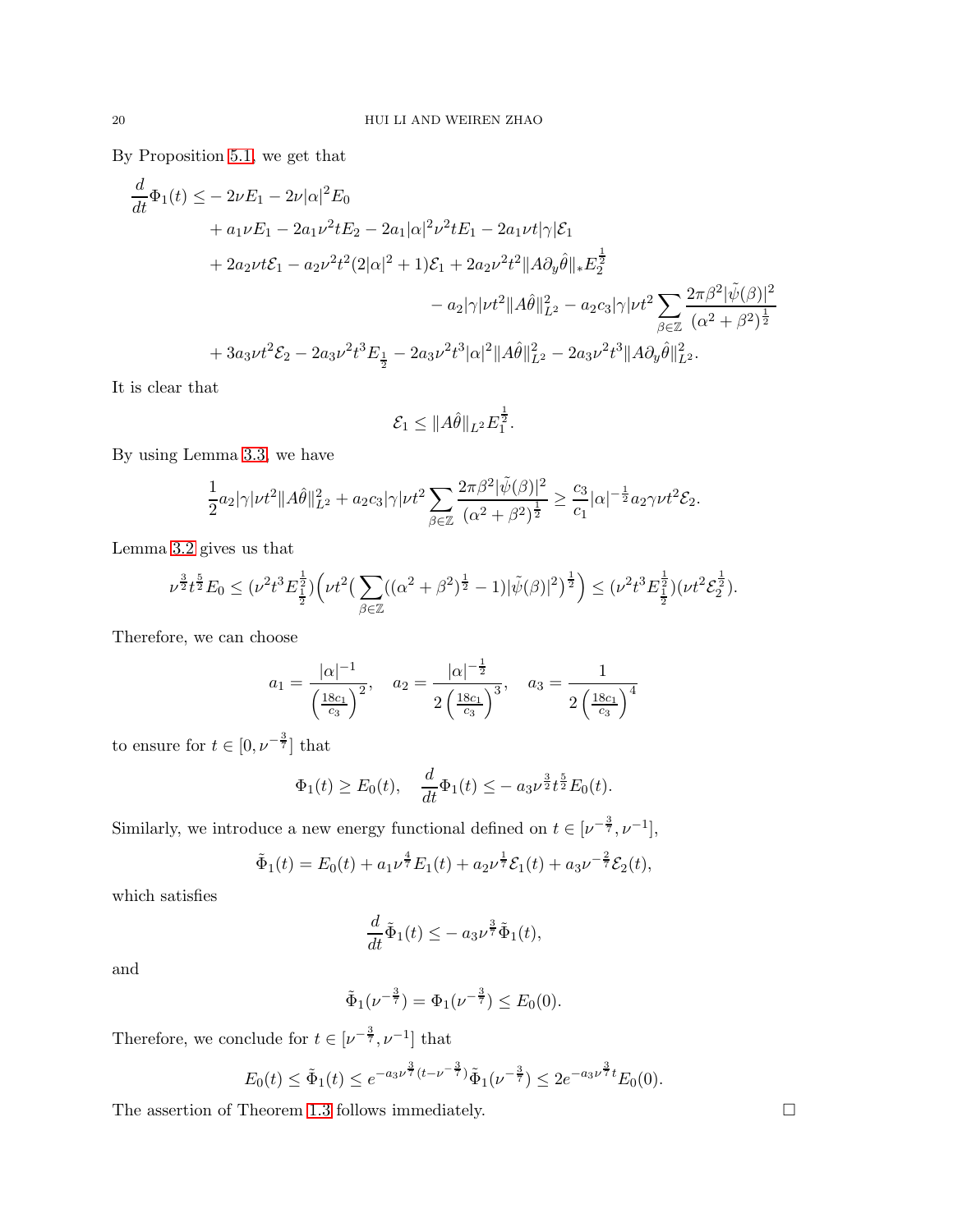By Proposition 5.1, we get that

$$
\begin{aligned}
\frac{d}{dt}\Phi_1(t) \leq& -2\nu E_1 - 2\nu|\alpha|^2 E_0 \\
&+ a_1\nu E_1 - 2a_1\nu^2 t E_2 - 2a_1|\alpha|^2\nu^2 t E_1 - 2a_1\nu t|\gamma|\mathcal{E}_1 \\
&+ 2a_2\nu t\mathcal{E}_1 - a_2\nu^2 t^2(2|\alpha|^2+1)\mathcal{E}_1 + 2a_2\nu^2 t^2\|A\partial_y\hat{\theta}\|_* E_2^{\frac{1}{2}} \\
&\qquad\qquad - a_2|\gamma|\nu t^2\|A\hat{\theta}\|_{L^2}^2 - a_2 c_3|\gamma|\nu t^2\sum_{\beta\in\mathbb{Z}}\frac{2\pi\beta^2|\tilde{\psi}(\beta)|^2}{(\alpha^2+\beta^2)^{\frac{1}{2}}} \\
&+ 3a_3\nu t^2\mathcal{E}_2 - 2a_3\nu^2 t^3 E_{\frac{1}{2}} - 2a_3\nu^2 t^3|\alpha|^2\|A\hat{\theta}\|_{L^2}^2 - 2a_3\nu^2 t^3\|A\partial_y\hat{\theta}\|_{L^2}^2.
\end{aligned}
$$

It is clear that

$$
\mathcal{E}_1 \leq \|A\hat{\theta}\|_{L^2} E_1^{\frac{1}{2}}.
$$

By using Lemma 3.3, we have

$$
\frac{1}{2}a_2|\gamma|\nu t^2\|A\hat{\theta}\|_{L^2}^2 + a_2 c_3|\gamma|\nu t^2\sum_{\beta\in\mathbb{Z}}\frac{2\pi\beta^2|\tilde{\psi}(\beta)|^2}{(\alpha^2+\beta^2)^{\frac{1}{2}}} \geq \frac{c_3}{c_1}|\alpha|^{-\frac{1}{2}}a_2\gamma\nu t^2\mathcal{E}_2.
$$

Lemma 3.2 gives us that

$$
\nu^{\frac{3}{2}}t^{\frac{5}{2}}E_0 \leq (\nu^2 t^3 E_{\frac{1}{2}}^{\frac{1}{2}})\Big(\nu t^2\big(\sum_{\beta\in\mathbb{Z}}((\alpha^2+\beta^2)^{\frac{1}{2}}-1)|\tilde{\psi}(\beta)|^2\big)^{\frac{1}{2}}\Big) \leq (\nu^2 t^3 E_{\frac{1}{2}}^{\frac{1}{2}})(\nu t^2\mathcal{E}_2^{\frac{1}{2}}).
$$

Therefore, we can choose

$$
a_1 = \frac{|\alpha|^{-1}}{\left(\frac{18c_1}{c_3}\right)^2}, \quad a_2 = \frac{|\alpha|^{-\frac{1}{2}}}{2\left(\frac{18c_1}{c_3}\right)^3}, \quad a_3 = \frac{1}{2\left(\frac{18c_1}{c_3}\right)^4}
$$

to ensure for $t\in[0,\nu^{-\frac{3}{7}}]$ that

$$
\Phi_1(t) \geq E_0(t), \quad \frac{d}{dt}\Phi_1(t) \leq -a_3\nu^{\frac{3}{2}}t^{\frac{5}{2}}E_0(t).
$$

Similarly, we introduce a new energy functional defined on $t\in[\nu^{-\frac{3}{7}},\nu^{-1}]$,

$$
\tilde{\Phi}_1(t) = E_0(t) + a_1\nu^{\frac{4}{7}}E_1(t) + a_2\nu^{\frac{1}{7}}\mathcal{E}_1(t) + a_3\nu^{-\frac{2}{7}}\mathcal{E}_2(t),
$$

which satisfies

$$
\frac{d}{dt}\tilde{\Phi}_1(t) \leq -a_3\nu^{\frac{3}{7}}\tilde{\Phi}_1(t),
$$

and

$$
\tilde{\Phi}_1(\nu^{-\frac{3}{7}}) = \Phi_1(\nu^{-\frac{3}{7}}) \leq E_0(0).
$$

Therefore, we conclude for $t\in[\nu^{-\frac{3}{7}},\nu^{-1}]$ that

$$
E_0(t) \leq \tilde{\Phi}_1(t) \leq e^{-a_3\nu^{\frac{3}{7}}(t-\nu^{-\frac{3}{7}})}\tilde{\Phi}_1(\nu^{-\frac{3}{7}}) \leq 2e^{-a_3\nu^{\frac{3}{7}}t}E_0(0).
$$

The assertion of Theorem 1.3 follows immediately. $\square$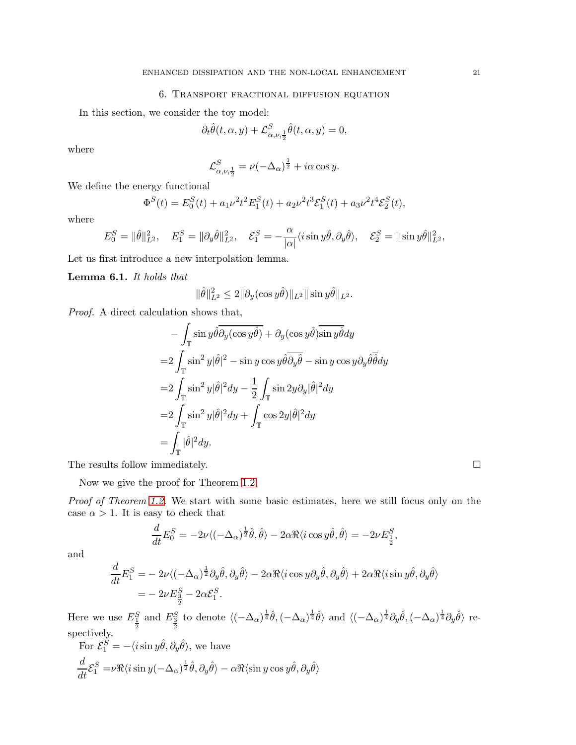## 6. Transport fractional diffusion equation

In this section, we consider the toy model:

$$\partial_t\hat{\theta}(t,\alpha,y)+\mathcal{L}^S_{\alpha,\nu,\frac{1}{2}}\hat{\theta}(t,\alpha,y)=0,$$

where

$$\mathcal{L}^S_{\alpha,\nu,\frac{1}{2}}=\nu(-\Delta_\alpha)^{\frac{1}{2}}+i\alpha\cos y.$$

We define the energy functional

$$\Phi^S(t)=E^S_0(t)+a_1\nu^2t^2E^S_1(t)+a_2\nu^2t^3\mathcal{E}^S_1(t)+a_3\nu^2t^4\mathcal{E}^S_2(t),$$

where

$$E^S_0=\|\hat{\theta}\|^2_{L^2},\quad E^S_1=\|\partial_y\hat{\theta}\|^2_{L^2},\quad \mathcal{E}^S_1=-\frac{\alpha}{|\alpha|}\langle i\sin y\hat{\theta},\partial_y\hat{\theta}\rangle,\quad \mathcal{E}^S_2=\|\sin y\hat{\theta}\|^2_{L^2},$$

Let us first introduce a new interpolation lemma.

**Lemma 6.1.** *It holds that*

$$\|\hat{\theta}\|^2_{L^2}\le 2\|\partial_y(\cos y\hat{\theta})\|_{L^2}\|\sin y\hat{\theta}\|_{L^2}.$$

*Proof.* A direct calculation shows that,

$$\begin{aligned}
&-\int_{\mathbb{T}}\sin y\hat{\theta}\overline{\partial_y(\cos y\hat{\theta})}+\partial_y(\cos y\hat{\theta})\overline{\sin y\hat{\theta}}dy\\
=&2\int_{\mathbb{T}}\sin^2 y|\hat{\theta}|^2-\sin y\cos y\hat{\theta}\overline{\partial_y\hat{\theta}}-\sin y\cos y\partial_y\hat{\theta}\overline{\hat{\theta}}dy\\
=&2\int_{\mathbb{T}}\sin^2 y|\hat{\theta}|^2dy-\frac{1}{2}\int_{\mathbb{T}}\sin 2y\partial_y|\hat{\theta}|^2dy\\
=&2\int_{\mathbb{T}}\sin^2 y|\hat{\theta}|^2dy+\int_{\mathbb{T}}\cos 2y|\hat{\theta}|^2dy\\
=&\int_{\mathbb{T}}|\hat{\theta}|^2dy.
\end{aligned}$$

The results follow immediately. $\square$

Now we give the proof for Theorem 1.2.

*Proof of Theorem 1.2.* We start with some basic estimates, here we still focus only on the case $\alpha>1$. It is easy to check that

$$\frac{d}{dt}E^S_0=-2\nu\langle(-\Delta_\alpha)^{\frac{1}{2}}\hat{\theta},\hat{\theta}\rangle-2\alpha\Re\langle i\cos y\hat{\theta},\hat{\theta}\rangle=-2\nu E^S_{\frac{1}{2}},$$

and

$$\begin{aligned}
\frac{d}{dt}E^S_1=&-2\nu\langle(-\Delta_\alpha)^{\frac{1}{2}}\partial_y\hat{\theta},\partial_y\hat{\theta}\rangle-2\alpha\Re\langle i\cos y\partial_y\hat{\theta},\partial_y\hat{\theta}\rangle+2\alpha\Re\langle i\sin y\hat{\theta},\partial_y\hat{\theta}\rangle\\
=&-2\nu E^S_{\frac{3}{2}}-2\alpha\mathcal{E}^S_1.
\end{aligned}$$

Here we use $E^S_{\frac{1}{2}}$ and $E^S_{\frac{3}{2}}$ to denote $\langle(-\Delta_\alpha)^{\frac{1}{4}}\hat{\theta},(-\Delta_\alpha)^{\frac{1}{4}}\hat{\theta}\rangle$ and $\langle(-\Delta_\alpha)^{\frac{1}{4}}\partial_y\hat{\theta},(-\Delta_\alpha)^{\frac{1}{4}}\partial_y\hat{\theta}\rangle$ respectively.

For $\mathcal{E}^S_1=-\langle i\sin y\hat{\theta},\partial_y\hat{\theta}\rangle$, we have

$$\frac{d}{dt}\mathcal{E}^S_1=\nu\Re\langle i\sin y(-\Delta_\alpha)^{\frac{1}{2}}\hat{\theta},\partial_y\hat{\theta}\rangle-\alpha\Re\langle\sin y\cos y\hat{\theta},\partial_y\hat{\theta}\rangle$$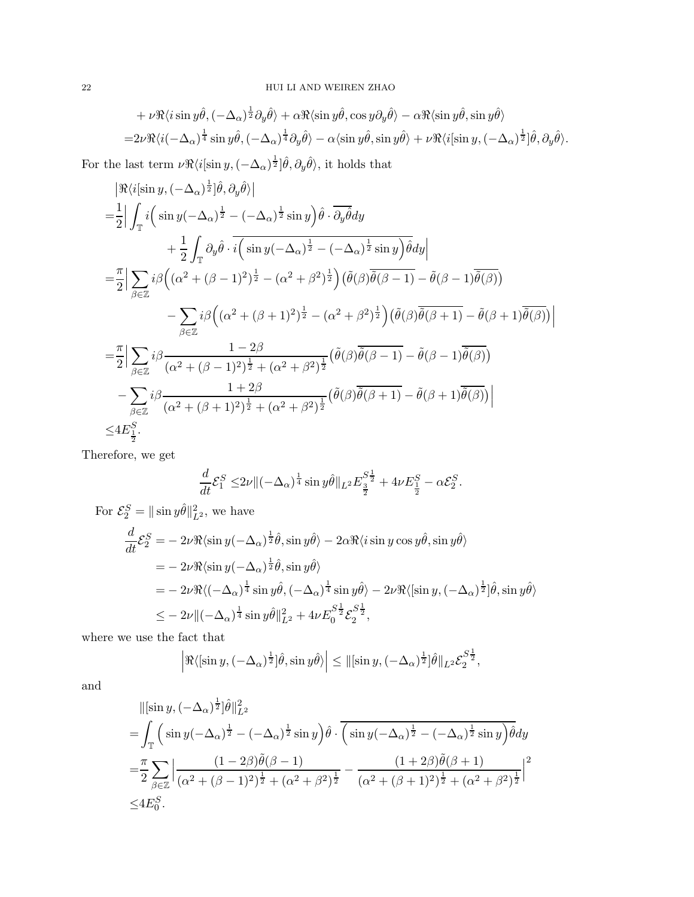$$
\begin{aligned}
&+\nu\Re\langle i\sin y\hat{\theta},(-\Delta_\alpha)^{\frac{1}{2}}\partial_y\hat{\theta}\rangle+\alpha\Re\langle\sin y\hat{\theta},\cos y\partial_y\hat{\theta}\rangle-\alpha\Re\langle\sin y\hat{\theta},\sin y\hat{\theta}\rangle\\
=&2\nu\Re\langle i(-\Delta_\alpha)^{\frac{1}{4}}\sin y\hat{\theta},(-\Delta_\alpha)^{\frac{1}{4}}\partial_y\hat{\theta}\rangle-\alpha\langle\sin y\hat{\theta},\sin y\hat{\theta}\rangle+\nu\Re\langle i[\sin y,(-\Delta_\alpha)^{\frac{1}{2}}]\hat{\theta},\partial_y\hat{\theta}\rangle.
\end{aligned}
$$

For the last term $\nu\Re\langle i[\sin y,(-\Delta_\alpha)^{\frac{1}{2}}]\hat{\theta},\partial_y\hat{\theta}\rangle$, it holds that

$$
\begin{aligned}
&\left|\Re\langle i[\sin y,(-\Delta_\alpha)^{\frac{1}{2}}]\hat{\theta},\partial_y\hat{\theta}\rangle\right|\\
=&\frac{1}{2}\Big|\int_{\mathbb{T}}i\Big(\sin y(-\Delta_\alpha)^{\frac{1}{2}}-(-\Delta_\alpha)^{\frac{1}{2}}\sin y\Big)\hat{\theta}\cdot\overline{\partial_y\hat{\theta}}dy\\
&\qquad\qquad+\frac{1}{2}\int_{\mathbb{T}}\partial_y\hat{\theta}\cdot\overline{i\Big(\sin y(-\Delta_\alpha)^{\frac{1}{2}}-(-\Delta_\alpha)^{\frac{1}{2}}\sin y\Big)\hat{\theta}}dy\Big|\\
=&\frac{\pi}{2}\Big|\sum_{\beta\in\mathbb{Z}}i\beta\Big((\alpha^2+(\beta-1)^2)^{\frac{1}{2}}-(\alpha^2+\beta^2)^{\frac{1}{2}}\Big)\big(\tilde{\theta}(\beta)\overline{\tilde{\theta}(\beta-1)}-\tilde{\theta}(\beta-1)\overline{\tilde{\theta}(\beta)}\big)\\
&\qquad-\sum_{\beta\in\mathbb{Z}}i\beta\Big((\alpha^2+(\beta+1)^2)^{\frac{1}{2}}-(\alpha^2+\beta^2)^{\frac{1}{2}}\Big)\big(\tilde{\theta}(\beta)\overline{\tilde{\theta}(\beta+1)}-\tilde{\theta}(\beta+1)\overline{\tilde{\theta}(\beta)}\big)\Big|\\
=&\frac{\pi}{2}\Big|\sum_{\beta\in\mathbb{Z}}i\beta\frac{1-2\beta}{(\alpha^2+(\beta-1)^2)^{\frac{1}{2}}+(\alpha^2+\beta^2)^{\frac{1}{2}}}\big(\tilde{\theta}(\beta)\overline{\tilde{\theta}(\beta-1)}-\tilde{\theta}(\beta-1)\overline{\tilde{\theta}(\beta)}\big)\\
&-\sum_{\beta\in\mathbb{Z}}i\beta\frac{1+2\beta}{(\alpha^2+(\beta+1)^2)^{\frac{1}{2}}+(\alpha^2+\beta^2)^{\frac{1}{2}}}\big(\tilde{\theta}(\beta)\overline{\tilde{\theta}(\beta+1)}-\tilde{\theta}(\beta+1)\overline{\tilde{\theta}(\beta)}\big)\Big|\\
\leq&4E^S_{\frac{1}{2}}.
\end{aligned}
$$

Therefore, we get

$$
\frac{d}{dt}\mathcal{E}^S_1\leq 2\nu\|(-\Delta_\alpha)^{\frac{1}{4}}\sin y\hat{\theta}\|_{L^2}E^{S\frac{1}{2}}_{\frac{3}{2}}+4\nu E^S_{\frac{1}{2}}-\alpha\mathcal{E}^S_2.
$$

For $\mathcal{E}^S_2=\|\sin y\hat{\theta}\|^2_{L^2}$, we have

$$
\begin{aligned}
\frac{d}{dt}\mathcal{E}^S_2=&-2\nu\Re\langle\sin y(-\Delta_\alpha)^{\frac{1}{2}}\hat{\theta},\sin y\hat{\theta}\rangle-2\alpha\Re\langle i\sin y\cos y\hat{\theta},\sin y\hat{\theta}\rangle\\
=&-2\nu\Re\langle\sin y(-\Delta_\alpha)^{\frac{1}{2}}\hat{\theta},\sin y\hat{\theta}\rangle\\
=&-2\nu\Re\langle(-\Delta_\alpha)^{\frac{1}{4}}\sin y\hat{\theta},(-\Delta_\alpha)^{\frac{1}{4}}\sin y\hat{\theta}\rangle-2\nu\Re\langle[\sin y,(-\Delta_\alpha)^{\frac{1}{2}}]\hat{\theta},\sin y\hat{\theta}\rangle\\
\leq&-2\nu\|(-\Delta_\alpha)^{\frac{1}{4}}\sin y\hat{\theta}\|^2_{L^2}+4\nu E^{S\frac{1}{2}}_0\mathcal{E}^{S\frac{1}{2}}_2,
\end{aligned}
$$

where we use the fact that

$$
\left|\Re\langle[\sin y,(-\Delta_\alpha)^{\frac{1}{2}}]\hat{\theta},\sin y\hat{\theta}\rangle\right|\leq\|[\sin y,(-\Delta_\alpha)^{\frac{1}{2}}]\hat{\theta}\|_{L^2}\mathcal{E}^{S\frac{1}{2}}_2,
$$

and

$$
\begin{aligned}
&\|[\sin y,(-\Delta_\alpha)^{\frac{1}{2}}]\hat{\theta}\|^2_{L^2}\\
=&\int_{\mathbb{T}}\Big(\sin y(-\Delta_\alpha)^{\frac{1}{2}}-(-\Delta_\alpha)^{\frac{1}{2}}\sin y\Big)\hat{\theta}\cdot\overline{\Big(\sin y(-\Delta_\alpha)^{\frac{1}{2}}-(-\Delta_\alpha)^{\frac{1}{2}}\sin y\Big)\hat{\theta}}dy\\
=&\frac{\pi}{2}\sum_{\beta\in\mathbb{Z}}\Big|\frac{(1-2\beta)\tilde{\theta}(\beta-1)}{(\alpha^2+(\beta-1)^2)^{\frac{1}{2}}+(\alpha^2+\beta^2)^{\frac{1}{2}}}-\frac{(1+2\beta)\tilde{\theta}(\beta+1)}{(\alpha^2+(\beta+1)^2)^{\frac{1}{2}}+(\alpha^2+\beta^2)^{\frac{1}{2}}}\Big|^2\\
\leq&4E^S_0.
\end{aligned}
$$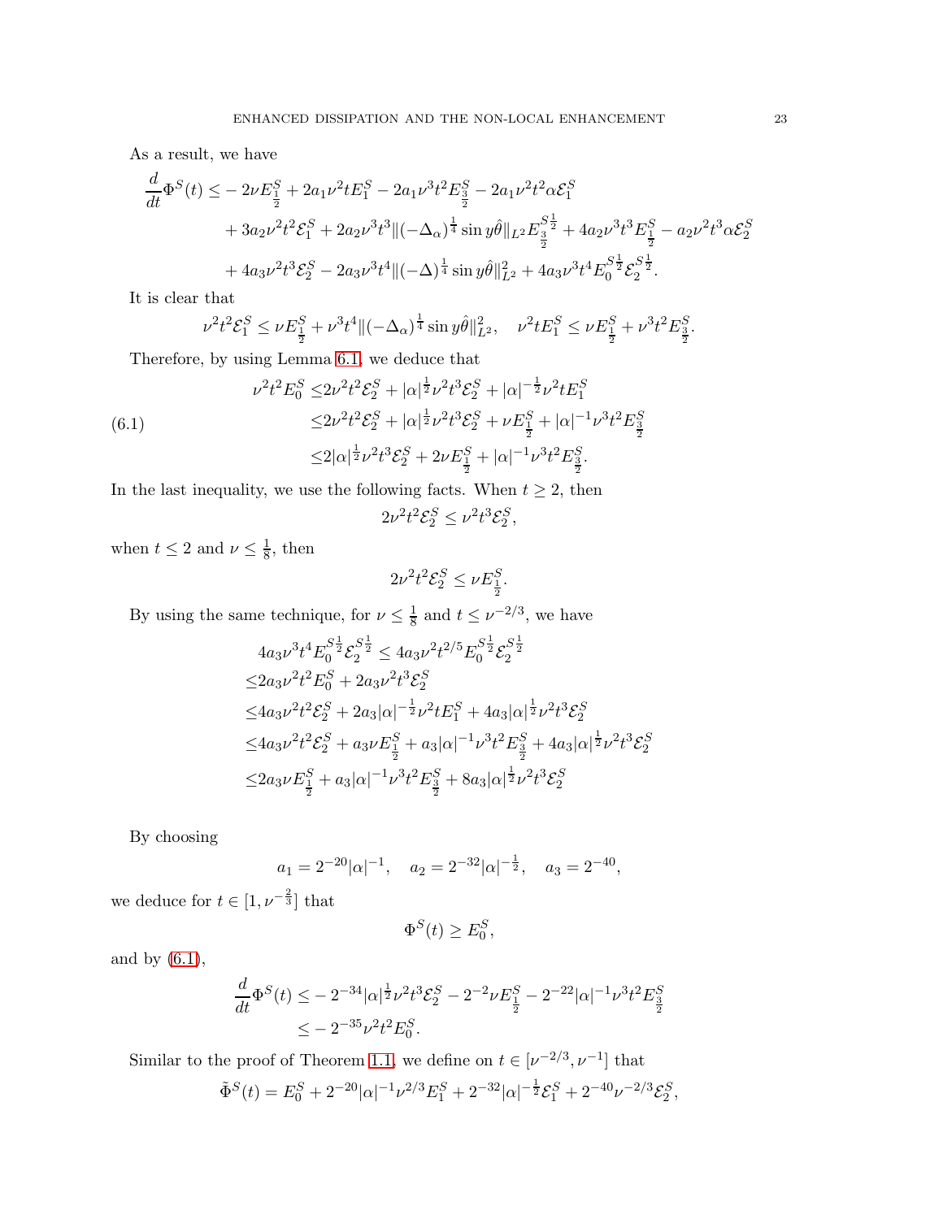As a result, we have

$$
\begin{aligned}
\frac{d}{dt}\Phi^S(t) \leq & -2\nu E^S_{\frac{1}{2}} + 2a_1\nu^2 t E^S_1 - 2a_1\nu^3 t^2 E^S_{\frac{3}{2}} - 2a_1\nu^2 t^2 \alpha \mathcal{E}^S_1 \\
& + 3a_2\nu^2 t^2 \mathcal{E}^S_1 + 2a_2\nu^3 t^3 \|(-\Delta_\alpha)^{\frac{1}{4}} \sin y\hat{\theta}\|_{L^2} E^{S\frac{1}{2}}_{\frac{3}{2}} + 4a_2\nu^3 t^3 E^S_{\frac{1}{2}} - a_2\nu^2 t^3 \alpha \mathcal{E}^S_2 \\
& + 4a_3\nu^2 t^3 \mathcal{E}^S_2 - 2a_3\nu^3 t^4 \|(-\Delta)^{\frac{1}{4}} \sin y\hat{\theta}\|^2_{L^2} + 4a_3\nu^3 t^4 E^{S\frac{1}{2}}_0 \mathcal{E}^{S\frac{1}{2}}_2.
\end{aligned}
$$

It is clear that

$$
\nu^2 t^2 \mathcal{E}^S_1 \leq \nu E^S_{\frac{1}{2}} + \nu^3 t^4 \|(-\Delta_\alpha)^{\frac{1}{4}} \sin y\hat{\theta}\|^2_{L^2}, \quad \nu^2 t E^S_1 \leq \nu E^S_{\frac{1}{2}} + \nu^3 t^2 E^S_{\frac{3}{2}}.
$$

Therefore, by using Lemma 6.1, we deduce that

$$
\begin{aligned}
\nu^2 t^2 E^S_0 \leq & 2\nu^2 t^2 \mathcal{E}^S_2 + |\alpha|^{\frac{1}{2}} \nu^2 t^3 \mathcal{E}^S_2 + |\alpha|^{-\frac{1}{2}} \nu^2 t E^S_1 \\
\leq & 2\nu^2 t^2 \mathcal{E}^S_2 + |\alpha|^{\frac{1}{2}} \nu^2 t^3 \mathcal{E}^S_2 + \nu E^S_{\frac{1}{2}} + |\alpha|^{-1} \nu^3 t^2 E^S_{\frac{3}{2}} \\
\leq & 2|\alpha|^{\frac{1}{2}} \nu^2 t^3 \mathcal{E}^S_2 + 2\nu E^S_{\frac{1}{2}} + |\alpha|^{-1} \nu^3 t^2 E^S_{\frac{3}{2}}.
\end{aligned} \tag{6.1}
$$

In the last inequality, we use the following facts. When $t \geq 2$, then

$$
2\nu^2 t^2 \mathcal{E}^S_2 \leq \nu^2 t^3 \mathcal{E}^S_2,
$$

when $t \leq 2$ and $\nu \leq \frac{1}{8}$, then

$$
2\nu^2 t^2 \mathcal{E}^S_2 \leq \nu E^S_{\frac{1}{2}}.
$$

By using the same technique, for $\nu \leq \frac{1}{8}$ and $t \leq \nu^{-2/3}$, we have

$$
\begin{aligned}
& 4a_3\nu^3 t^4 E^{S\frac{1}{2}}_0 \mathcal{E}^{S\frac{1}{2}}_2 \leq 4a_3\nu^2 t^{2/5} E^{S\frac{1}{2}}_0 \mathcal{E}^{S\frac{1}{2}}_2 \\
\leq & 2a_3\nu^2 t^2 E^S_0 + 2a_3\nu^2 t^3 \mathcal{E}^S_2 \\
\leq & 4a_3\nu^2 t^2 \mathcal{E}^S_2 + 2a_3|\alpha|^{-\frac{1}{2}} \nu^2 t E^S_1 + 4a_3|\alpha|^{\frac{1}{2}} \nu^2 t^3 \mathcal{E}^S_2 \\
\leq & 4a_3\nu^2 t^2 \mathcal{E}^S_2 + a_3\nu E^S_{\frac{1}{2}} + a_3|\alpha|^{-1} \nu^3 t^2 E^S_{\frac{3}{2}} + 4a_3|\alpha|^{\frac{1}{2}} \nu^2 t^3 \mathcal{E}^S_2 \\
\leq & 2a_3\nu E^S_{\frac{1}{2}} + a_3|\alpha|^{-1} \nu^3 t^2 E^S_{\frac{3}{2}} + 8a_3|\alpha|^{\frac{1}{2}} \nu^2 t^3 \mathcal{E}^S_2
\end{aligned}
$$

By choosing

$$
a_1 = 2^{-20}|\alpha|^{-1}, \quad a_2 = 2^{-32}|\alpha|^{-\frac{1}{2}}, \quad a_3 = 2^{-40},
$$

we deduce for $t \in [1, \nu^{-\frac{2}{3}}]$ that

$$
\Phi^S(t) \geq E^S_0,
$$

and by (6.1),

$$
\begin{aligned}
\frac{d}{dt}\Phi^S(t) \leq & -2^{-34}|\alpha|^{\frac{1}{2}} \nu^2 t^3 \mathcal{E}^S_2 - 2^{-2}\nu E^S_{\frac{1}{2}} - 2^{-22}|\alpha|^{-1} \nu^3 t^2 E^S_{\frac{3}{2}} \\
\leq & -2^{-35}\nu^2 t^2 E^S_0.
\end{aligned}
$$

Similar to the proof of Theorem 1.1, we define on $t \in [\nu^{-2/3}, \nu^{-1}]$ that

$$
\tilde{\Phi}^S(t) = E^S_0 + 2^{-20}|\alpha|^{-1}\nu^{2/3} E^S_1 + 2^{-32}|\alpha|^{-\frac{1}{2}} \mathcal{E}^S_1 + 2^{-40}\nu^{-2/3} \mathcal{E}^S_2,
$$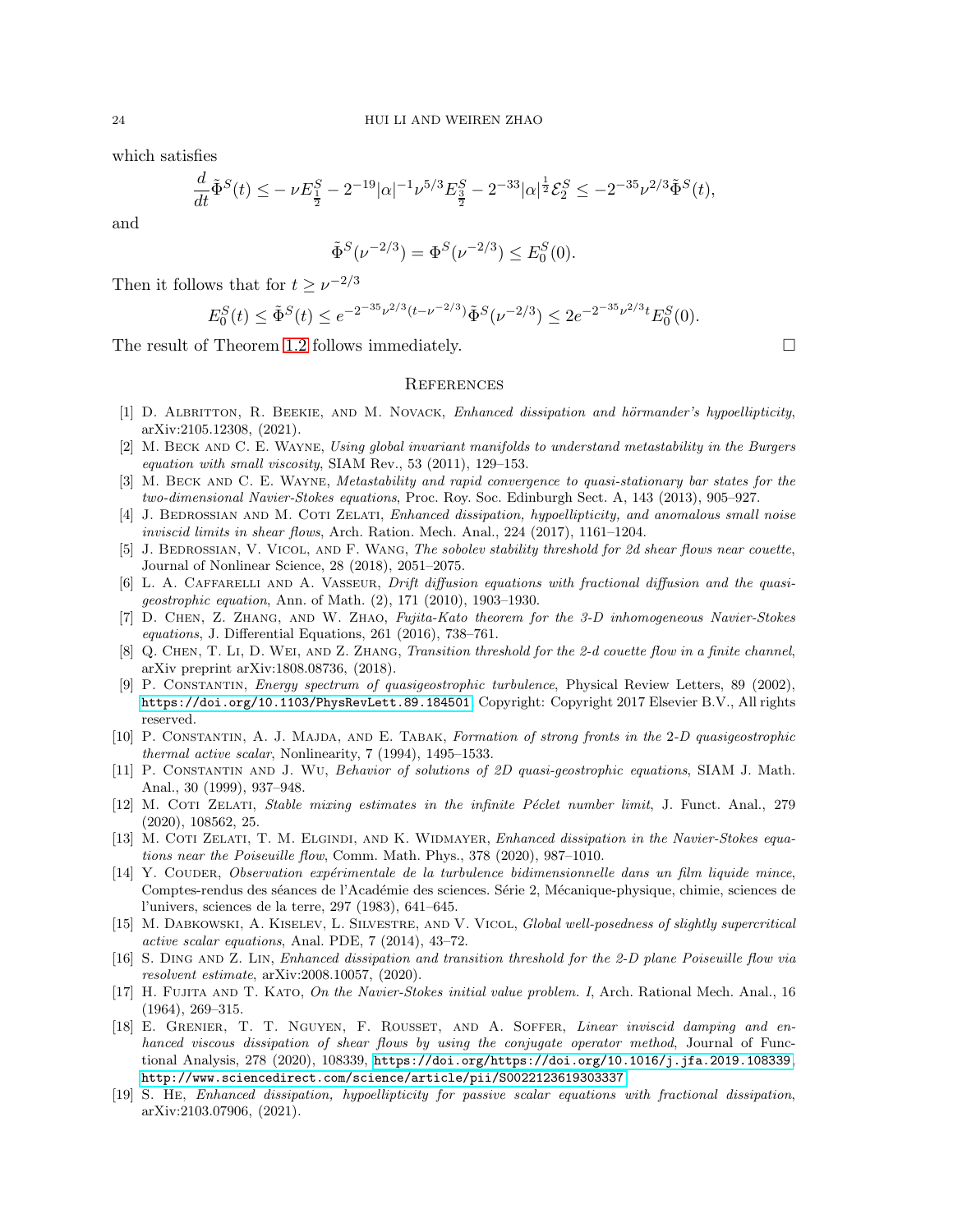which satisfies

$$\frac{d}{dt}\tilde{\Phi}^S(t) \leq -\nu E^S_{\frac{1}{2}} - 2^{-19}|\alpha|^{-1}\nu^{5/3}E^S_{\frac{3}{2}} - 2^{-33}|\alpha|^{\frac{1}{2}}\mathcal{E}^S_2 \leq -2^{-35}\nu^{2/3}\tilde{\Phi}^S(t),$$

and

$$\tilde{\Phi}^S(\nu^{-2/3}) = \Phi^S(\nu^{-2/3}) \leq E^S_0(0).$$

Then it follows that for $t \geq \nu^{-2/3}$

$$E^S_0(t) \leq \tilde{\Phi}^S(t) \leq e^{-2^{-35}\nu^{2/3}(t-\nu^{-2/3})}\tilde{\Phi}^S(\nu^{-2/3}) \leq 2e^{-2^{-35}\nu^{2/3}t}E^S_0(0).$$

The result of Theorem 1.2 follows immediately. □

## References

[1] D. Albritton, R. Beekie, and M. Novack, *Enhanced dissipation and hörmander's hypoellipticity*, arXiv:2105.12308, (2021).

[2] M. Beck and C. E. Wayne, *Using global invariant manifolds to understand metastability in the Burgers equation with small viscosity*, SIAM Rev., 53 (2011), 129–153.

[3] M. Beck and C. E. Wayne, *Metastability and rapid convergence to quasi-stationary bar states for the two-dimensional Navier-Stokes equations*, Proc. Roy. Soc. Edinburgh Sect. A, 143 (2013), 905–927.

[4] J. Bedrossian and M. Coti Zelati, *Enhanced dissipation, hypoellipticity, and anomalous small noise inviscid limits in shear flows*, Arch. Ration. Mech. Anal., 224 (2017), 1161–1204.

[5] J. Bedrossian, V. Vicol, and F. Wang, *The sobolev stability threshold for 2d shear flows near couette*, Journal of Nonlinear Science, 28 (2018), 2051–2075.

[6] L. A. Caffarelli and A. Vasseur, *Drift diffusion equations with fractional diffusion and the quasi-geostrophic equation*, Ann. of Math. (2), 171 (2010), 1903–1930.

[7] D. Chen, Z. Zhang, and W. Zhao, *Fujita-Kato theorem for the 3-D inhomogeneous Navier-Stokes equations*, J. Differential Equations, 261 (2016), 738–761.

[8] Q. Chen, T. Li, D. Wei, and Z. Zhang, *Transition threshold for the 2-d couette flow in a finite channel*, arXiv preprint arXiv:1808.08736, (2018).

[9] P. Constantin, *Energy spectrum of quasigeostrophic turbulence*, Physical Review Letters, 89 (2002), https://doi.org/10.1103/PhysRevLett.89.184501. Copyright: Copyright 2017 Elsevier B.V., All rights reserved.

[10] P. Constantin, A. J. Majda, and E. Tabak, *Formation of strong fronts in the 2-D quasigeostrophic thermal active scalar*, Nonlinearity, 7 (1994), 1495–1533.

[11] P. Constantin and J. Wu, *Behavior of solutions of 2D quasi-geostrophic equations*, SIAM J. Math. Anal., 30 (1999), 937–948.

[12] M. Coti Zelati, *Stable mixing estimates in the infinite Péclet number limit*, J. Funct. Anal., 279 (2020), 108562, 25.

[13] M. Coti Zelati, T. M. Elgindi, and K. Widmayer, *Enhanced dissipation in the Navier-Stokes equations near the Poiseuille flow*, Comm. Math. Phys., 378 (2020), 987–1010.

[14] Y. Couder, *Observation expérimentale de la turbulence bidimensionnelle dans un film liquide mince*, Comptes-rendus des séances de l'Académie des sciences. Série 2, Mécanique-physique, chimie, sciences de l'univers, sciences de la terre, 297 (1983), 641–645.

[15] M. Dabkowski, A. Kiselev, L. Silvestre, and V. Vicol, *Global well-posedness of slightly supercritical active scalar equations*, Anal. PDE, 7 (2014), 43–72.

[16] S. Ding and Z. Lin, *Enhanced dissipation and transition threshold for the 2-D plane Poiseuille flow via resolvent estimate*, arXiv:2008.10057, (2020).

[17] H. Fujita and T. Kato, *On the Navier-Stokes initial value problem. I*, Arch. Rational Mech. Anal., 16 (1964), 269–315.

[18] E. Grenier, T. T. Nguyen, F. Rousset, and A. Soffer, *Linear inviscid damping and enhanced viscous dissipation of shear flows by using the conjugate operator method*, Journal of Functional Analysis, 278 (2020), 108339, https://doi.org/https://doi.org/10.1016/j.jfa.2019.108339, http://www.sciencedirect.com/science/article/pii/S0022123619303337.

[19] S. He, *Enhanced dissipation, hypoellipticity for passive scalar equations with fractional dissipation*, arXiv:2103.07906, (2021).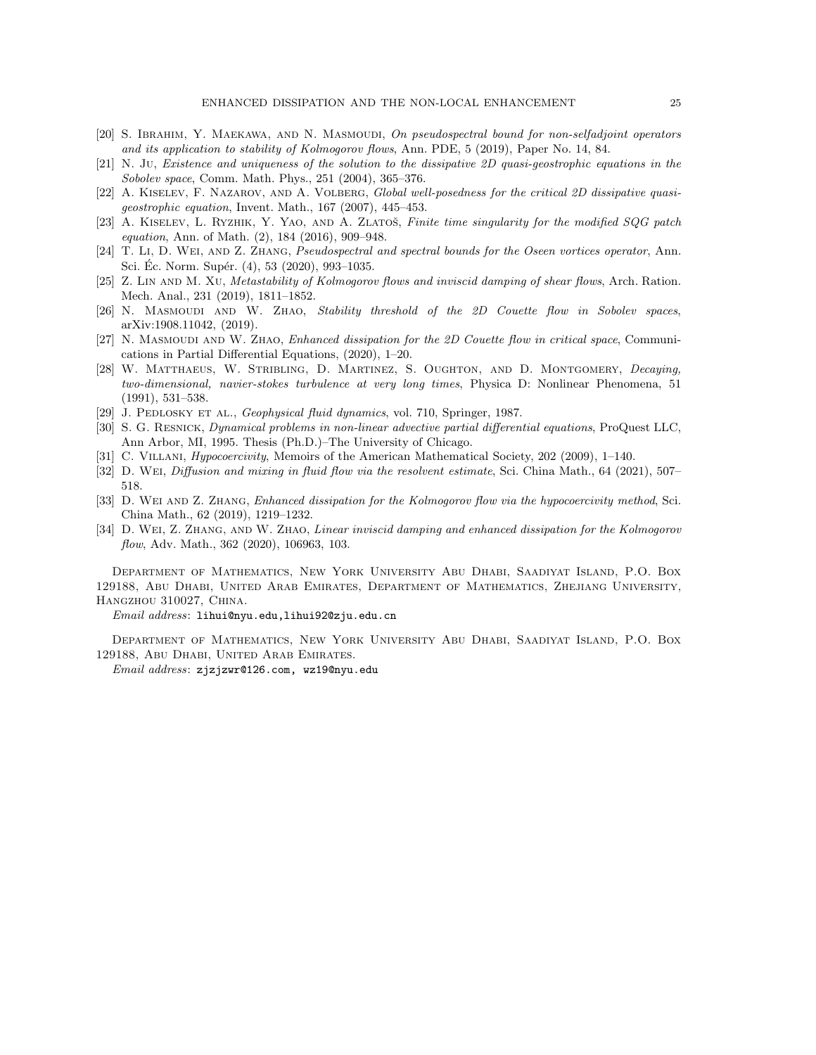[20] S. Ibrahim, Y. Maekawa, and N. Masmoudi, *On pseudospectral bound for non-selfadjoint operators and its application to stability of Kolmogorov flows*, Ann. PDE, 5 (2019), Paper No. 14, 84.

[21] N. Ju, *Existence and uniqueness of the solution to the dissipative 2D quasi-geostrophic equations in the Sobolev space*, Comm. Math. Phys., 251 (2004), 365–376.

[22] A. Kiselev, F. Nazarov, and A. Volberg, *Global well-posedness for the critical 2D dissipative quasi-geostrophic equation*, Invent. Math., 167 (2007), 445–453.

[23] A. Kiselev, L. Ryzhik, Y. Yao, and A. Zlatoš, *Finite time singularity for the modified SQG patch equation*, Ann. of Math. (2), 184 (2016), 909–948.

[24] T. Li, D. Wei, and Z. Zhang, *Pseudospectral and spectral bounds for the Oseen vortices operator*, Ann. Sci. Éc. Norm. Supér. (4), 53 (2020), 993–1035.

[25] Z. Lin and M. Xu, *Metastability of Kolmogorov flows and inviscid damping of shear flows*, Arch. Ration. Mech. Anal., 231 (2019), 1811–1852.

[26] N. Masmoudi and W. Zhao, *Stability threshold of the 2D Couette flow in Sobolev spaces*, arXiv:1908.11042, (2019).

[27] N. Masmoudi and W. Zhao, *Enhanced dissipation for the 2D Couette flow in critical space*, Communications in Partial Differential Equations, (2020), 1–20.

[28] W. Matthaeus, W. Stribling, D. Martinez, S. Oughton, and D. Montgomery, *Decaying, two-dimensional, navier-stokes turbulence at very long times*, Physica D: Nonlinear Phenomena, 51 (1991), 531–538.

[29] J. Pedlosky et al., *Geophysical fluid dynamics*, vol. 710, Springer, 1987.

[30] S. G. Resnick, *Dynamical problems in non-linear advective partial differential equations*, ProQuest LLC, Ann Arbor, MI, 1995. Thesis (Ph.D.)–The University of Chicago.

[31] C. Villani, *Hypocoercivity*, Memoirs of the American Mathematical Society, 202 (2009), 1–140.

[32] D. Wei, *Diffusion and mixing in fluid flow via the resolvent estimate*, Sci. China Math., 64 (2021), 507–518.

[33] D. Wei and Z. Zhang, *Enhanced dissipation for the Kolmogorov flow via the hypocoercivity method*, Sci. China Math., 62 (2019), 1219–1232.

[34] D. Wei, Z. Zhang, and W. Zhao, *Linear inviscid damping and enhanced dissipation for the Kolmogorov flow*, Adv. Math., 362 (2020), 106963, 103.

Department of Mathematics, New York University Abu Dhabi, Saadiyat Island, P.O. Box 129188, Abu Dhabi, United Arab Emirates, Department of Mathematics, Zhejiang University, Hangzhou 310027, China.

*Email address*: lihui@nyu.edu,lihui92@zju.edu.cn

Department of Mathematics, New York University Abu Dhabi, Saadiyat Island, P.O. Box 129188, Abu Dhabi, United Arab Emirates.

*Email address*: zjzjzwr@126.com, wz19@nyu.edu